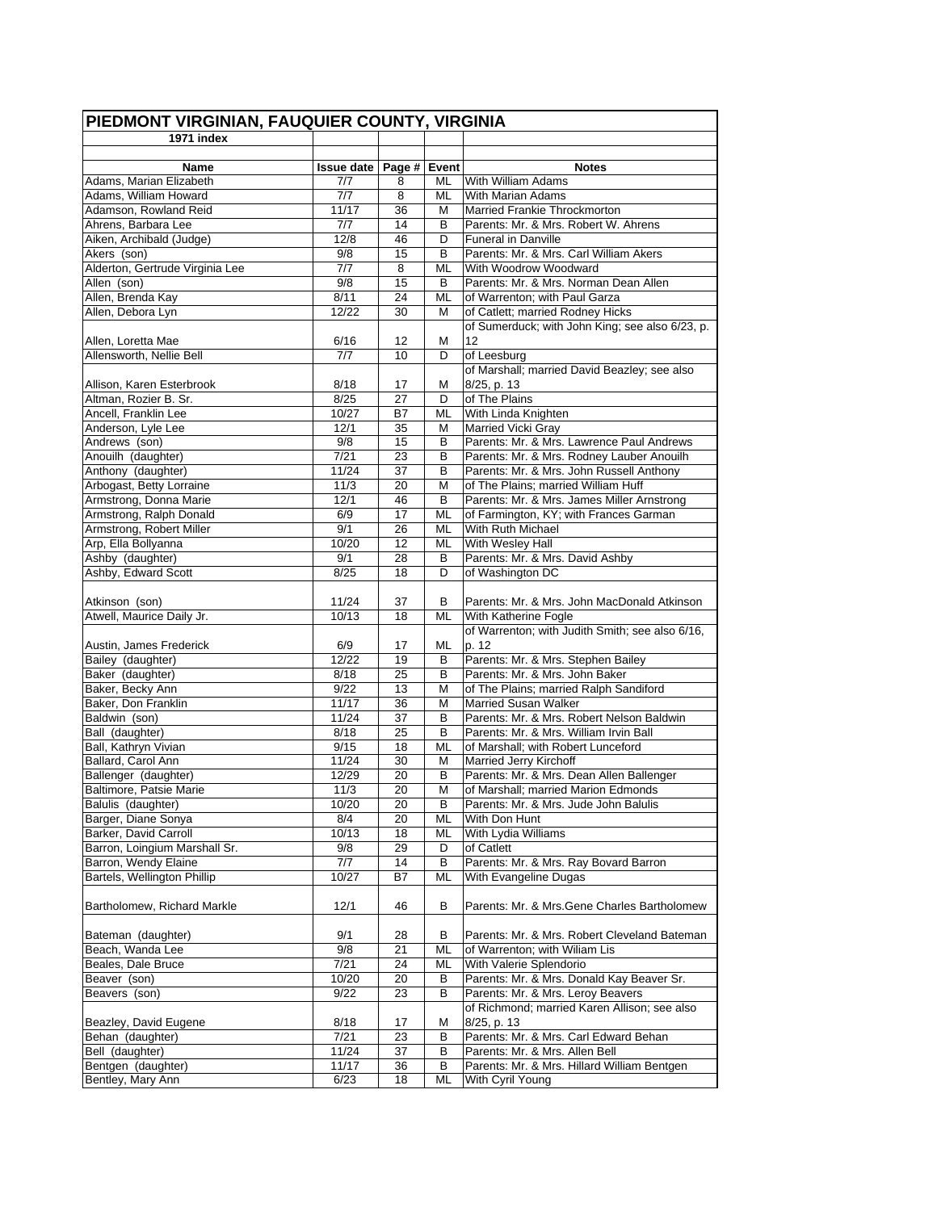## PIEDMONT VIRGINIAN, FAUQUIER COUNTY, VIRGINIA

**1971 index**

| Name | Issue date | Page # | Event | Notes |
|---|---|---|---|---|
| Adams, Marian Elizabeth | 7/7 | 8 | ML | With William Adams |
| Adams, William Howard | 7/7 | 8 | ML | With Marian Adams |
| Adamson, Rowland Reid | 11/17 | 36 | M | Married Frankie Throckmorton |
| Ahrens, Barbara Lee | 7/7 | 14 | B | Parents: Mr. & Mrs. Robert W. Ahrens |
| Aiken, Archibald (Judge) | 12/8 | 46 | D | Funeral in Danville |
| Akers (son) | 9/8 | 15 | B | Parents: Mr. & Mrs. Carl William Akers |
| Alderton, Gertrude Virginia Lee | 7/7 | 8 | ML | With Woodrow Woodward |
| Allen (son) | 9/8 | 15 | B | Parents: Mr. & Mrs. Norman Dean Allen |
| Allen, Brenda Kay | 8/11 | 24 | ML | of Warrenton; with Paul Garza |
| Allen, Debora Lyn | 12/22 | 30 | M | of Catlett; married Rodney Hicks |
| Allen, Loretta Mae | 6/16 | 12 | M | of Sumerduck; with John King; see also 6/23, p. 12 |
| Allensworth, Nellie Bell | 7/7 | 10 | D | of Leesburg |
| Allison, Karen Esterbrook | 8/18 | 17 | M | of Marshall; married David Beazley; see also 8/25, p. 13 |
| Altman, Rozier B. Sr. | 8/25 | 27 | D | of The Plains |
| Ancell, Franklin Lee | 10/27 | B7 | ML | With Linda Knighten |
| Anderson, Lyle Lee | 12/1 | 35 | M | Married Vicki Gray |
| Andrews (son) | 9/8 | 15 | B | Parents: Mr. & Mrs. Lawrence Paul Andrews |
| Anouilh (daughter) | 7/21 | 23 | B | Parents: Mr. & Mrs. Rodney Lauber Anouilh |
| Anthony (daughter) | 11/24 | 37 | B | Parents: Mr. & Mrs. John Russell Anthony |
| Arbogast, Betty Lorraine | 11/3 | 20 | M | of The Plains; married William Huff |
| Armstrong, Donna Marie | 12/1 | 46 | B | Parents: Mr. & Mrs. James Miller Arnstrong |
| Armstrong, Ralph Donald | 6/9 | 17 | ML | of Farmington, KY; with Frances Garman |
| Armstrong, Robert Miller | 9/1 | 26 | ML | With Ruth Michael |
| Arp, Ella Bollyanna | 10/20 | 12 | ML | With Wesley Hall |
| Ashby (daughter) | 9/1 | 28 | B | Parents: Mr. & Mrs. David Ashby |
| Ashby, Edward Scott | 8/25 | 18 | D | of Washington DC |
| Atkinson (son) | 11/24 | 37 | B | Parents: Mr. & Mrs. John MacDonald Atkinson |
| Atwell, Maurice Daily Jr. | 10/13 | 18 | ML | With Katherine Fogle |
| Austin, James Frederick | 6/9 | 17 | ML | of Warrenton; with Judith Smith; see also 6/16, p. 12 |
| Bailey (daughter) | 12/22 | 19 | B | Parents: Mr. & Mrs. Stephen Bailey |
| Baker (daughter) | 8/18 | 25 | B | Parents: Mr. & Mrs. John Baker |
| Baker, Becky Ann | 9/22 | 13 | M | of The Plains; married Ralph Sandiford |
| Baker, Don Franklin | 11/17 | 36 | M | Married Susan Walker |
| Baldwin (son) | 11/24 | 37 | B | Parents: Mr. & Mrs. Robert Nelson Baldwin |
| Ball (daughter) | 8/18 | 25 | B | Parents: Mr. & Mrs. William Irvin Ball |
| Ball, Kathryn Vivian | 9/15 | 18 | ML | of Marshall; with Robert Lunceford |
| Ballard, Carol Ann | 11/24 | 30 | M | Married Jerry Kirchoff |
| Ballenger (daughter) | 12/29 | 20 | B | Parents: Mr. & Mrs. Dean Allen Ballenger |
| Baltimore, Patsie Marie | 11/3 | 20 | M | of Marshall; married Marion Edmonds |
| Balulis (daughter) | 10/20 | 20 | B | Parents: Mr. & Mrs. Jude John Balulis |
| Barger, Diane Sonya | 8/4 | 20 | ML | With Don Hunt |
| Barker, David Carroll | 10/13 | 18 | ML | With Lydia Williams |
| Barron, Loingium Marshall Sr. | 9/8 | 29 | D | of Catlett |
| Barron, Wendy Elaine | 7/7 | 14 | B | Parents: Mr. & Mrs. Ray Bovard Barron |
| Bartels, Wellington Phillip | 10/27 | B7 | ML | With Evangeline Dugas |
| Bartholomew, Richard Markle | 12/1 | 46 | B | Parents: Mr. & Mrs.Gene Charles Bartholomew |
| Bateman (daughter) | 9/1 | 28 | B | Parents: Mr. & Mrs. Robert Cleveland Bateman |
| Beach, Wanda Lee | 9/8 | 21 | ML | of Warrenton; with Wiliam Lis |
| Beales, Dale Bruce | 7/21 | 24 | ML | With Valerie Splendorio |
| Beaver (son) | 10/20 | 20 | B | Parents: Mr. & Mrs. Donald Kay Beaver Sr. |
| Beavers (son) | 9/22 | 23 | B | Parents: Mr. & Mrs. Leroy Beavers |
| Beazley, David Eugene | 8/18 | 17 | M | of Richmond; married Karen Allison; see also 8/25, p. 13 |
| Behan (daughter) | 7/21 | 23 | B | Parents: Mr. & Mrs. Carl Edward Behan |
| Bell (daughter) | 11/24 | 37 | B | Parents: Mr. & Mrs. Allen Bell |
| Bentgen (daughter) | 11/17 | 36 | B | Parents: Mr. & Mrs. Hillard William Bentgen |
| Bentley, Mary Ann | 6/23 | 18 | ML | With Cyril Young |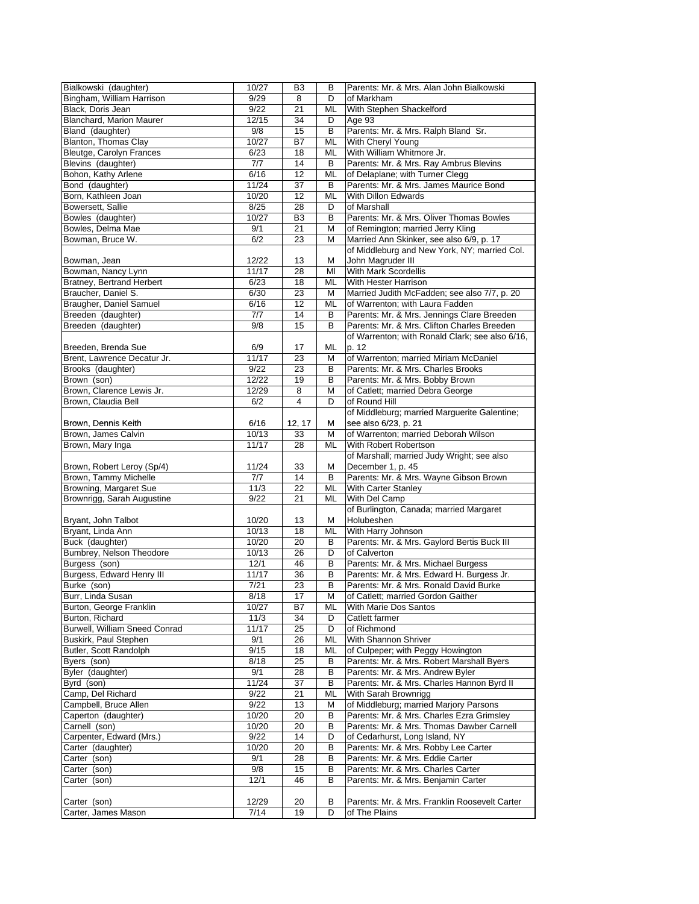| | | | | |
|---|---|---|---|---|
| Bialkowski (daughter) | 10/27 | B3 | B | Parents: Mr. & Mrs. Alan John Bialkowski |
| Bingham, William Harrison | 9/29 | 8 | D | of Markham |
| Black, Doris Jean | 9/22 | 21 | ML | With Stephen Shackelford |
| Blanchard, Marion Maurer | 12/15 | 34 | D | Age 93 |
| Bland (daughter) | 9/8 | 15 | B | Parents: Mr. & Mrs. Ralph Bland Sr. |
| Blanton, Thomas Clay | 10/27 | B7 | ML | With Cheryl Young |
| Bleutge, Carolyn Frances | 6/23 | 18 | ML | With William Whitmore Jr. |
| Blevins (daughter) | 7/7 | 14 | B | Parents: Mr. & Mrs. Ray Ambrus Blevins |
| Bohon, Kathy Arlene | 6/16 | 12 | ML | of Delaplane; with Turner Clegg |
| Bond (daughter) | 11/24 | 37 | B | Parents: Mr. & Mrs. James Maurice Bond |
| Born, Kathleen Joan | 10/20 | 12 | ML | With Dillon Edwards |
| Bowersett, Sallie | 8/25 | 28 | D | of Marshall |
| Bowles (daughter) | 10/27 | B3 | B | Parents: Mr. & Mrs. Oliver Thomas Bowles |
| Bowles, Delma Mae | 9/1 | 21 | M | of Remington; married Jerry Kling |
| Bowman, Bruce W. | 6/2 | 23 | M | Married Ann Skinker, see also 6/9, p. 17 |
| Bowman, Jean | 12/22 | 13 | M | of Middleburg and New York, NY; married Col. John Magruder III |
| Bowman, Nancy Lynn | 11/17 | 28 | Ml | With Mark Scordellis |
| Bratney, Bertrand Herbert | 6/23 | 18 | ML | With Hester Harrison |
| Braucher, Daniel S. | 6/30 | 23 | M | Married Judith McFadden; see also 7/7, p. 20 |
| Braugher, Daniel Samuel | 6/16 | 12 | ML | of Warrenton; with Laura Fadden |
| Breeden (daughter) | 7/7 | 14 | B | Parents: Mr. & Mrs. Jennings Clare Breeden |
| Breeden (daughter) | 9/8 | 15 | B | Parents: Mr. & Mrs. Clifton Charles Breeden |
| Breeden, Brenda Sue | 6/9 | 17 | ML | of Warrenton; with Ronald Clark; see also 6/16, p. 12 |
| Brent, Lawrence Decatur Jr. | 11/17 | 23 | M | of Warrenton; married Miriam McDaniel |
| Brooks (daughter) | 9/22 | 23 | B | Parents: Mr. & Mrs. Charles Brooks |
| Brown (son) | 12/22 | 19 | B | Parents: Mr. & Mrs. Bobby Brown |
| Brown, Clarence Lewis Jr. | 12/29 | 8 | M | of Catlett; married Debra George |
| Brown, Claudia Bell | 6/2 | 4 | D | of Round Hill |
| Brown, Dennis Keith | 6/16 | 12, 17 | M | of Middleburg; married Marguerite Galentine; see also 6/23, p. 21 |
| Brown, James Calvin | 10/13 | 33 | M | of Warrenton; married Deborah Wilson |
| Brown, Mary Inga | 11/17 | 28 | ML | With Robert Robertson |
| Brown, Robert Leroy (Sp/4) | 11/24 | 33 | M | of Marshall; married Judy Wright; see also December 1, p. 45 |
| Brown, Tammy Michelle | 7/7 | 14 | B | Parents: Mr. & Mrs. Wayne Gibson Brown |
| Browning, Margaret Sue | 11/3 | 22 | ML | With Carter Stanley |
| Brownrigg, Sarah Augustine | 9/22 | 21 | ML | With Del Camp |
| Bryant, John Talbot | 10/20 | 13 | M | of Burlington, Canada; married Margaret Holubeshen |
| Bryant, Linda Ann | 10/13 | 18 | ML | With Harry Johnson |
| Buck (daughter) | 10/20 | 20 | B | Parents: Mr. & Mrs. Gaylord Bertis Buck III |
| Bumbrey, Nelson Theodore | 10/13 | 26 | D | of Calverton |
| Burgess (son) | 12/1 | 46 | B | Parents: Mr. & Mrs. Michael Burgess |
| Burgess, Edward Henry III | 11/17 | 36 | B | Parents: Mr. & Mrs. Edward H. Burgess Jr. |
| Burke (son) | 7/21 | 23 | B | Parents: Mr. & Mrs. Ronald David Burke |
| Burr, Linda Susan | 8/18 | 17 | M | of Catlett; married Gordon Gaither |
| Burton, George Franklin | 10/27 | B7 | ML | With Marie Dos Santos |
| Burton, Richard | 11/3 | 34 | D | Catlett farmer |
| Burwell, William Sneed Conrad | 11/17 | 25 | D | of Richmond |
| Buskirk, Paul Stephen | 9/1 | 26 | ML | With Shannon Shriver |
| Butler, Scott Randolph | 9/15 | 18 | ML | of Culpeper; with Peggy Howington |
| Byers (son) | 8/18 | 25 | B | Parents: Mr. & Mrs. Robert Marshall Byers |
| Byler (daughter) | 9/1 | 28 | B | Parents: Mr. & Mrs. Andrew Byler |
| Byrd (son) | 11/24 | 37 | B | Parents: Mr. & Mrs. Charles Hannon Byrd II |
| Camp, Del Richard | 9/22 | 21 | ML | With Sarah Brownrigg |
| Campbell, Bruce Allen | 9/22 | 13 | M | of Middleburg; married Marjory Parsons |
| Caperton (daughter) | 10/20 | 20 | B | Parents: Mr. & Mrs. Charles Ezra Grimsley |
| Carnell (son) | 10/20 | 20 | B | Parents: Mr. & Mrs. Thomas Dawber Carnell |
| Carpenter, Edward (Mrs.) | 9/22 | 14 | D | of Cedarhurst, Long Island, NY |
| Carter (daughter) | 10/20 | 20 | B | Parents: Mr. & Mrs. Robby Lee Carter |
| Carter (son) | 9/1 | 28 | B | Parents: Mr. & Mrs. Eddie Carter |
| Carter (son) | 9/8 | 15 | B | Parents: Mr. & Mrs. Charles Carter |
| Carter (son) | 12/1 | 46 | B | Parents: Mr. & Mrs. Benjamin Carter |
| Carter (son) | 12/29 | 20 | B | Parents: Mr. & Mrs. Franklin Roosevelt Carter |
| Carter, James Mason | 7/14 | 19 | D | of The Plains |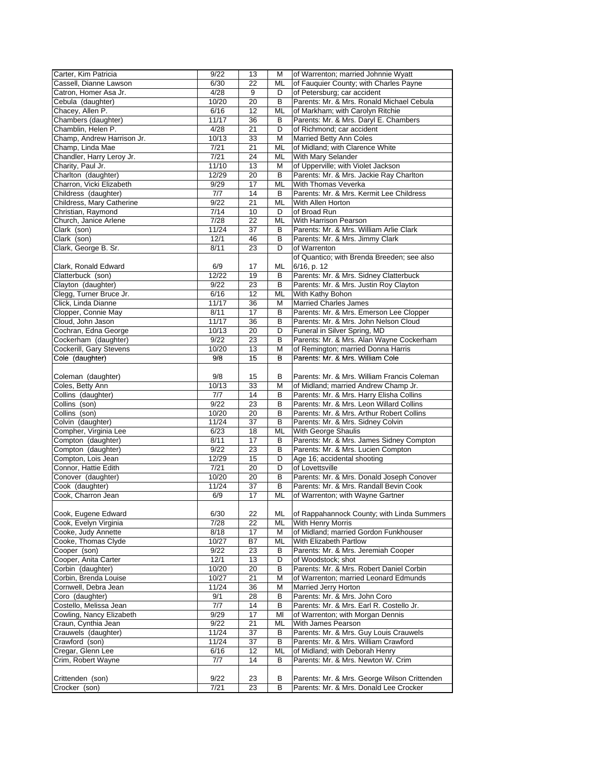| | | | | |
|---|---|---|---|---|
| Carter, Kim Patricia | 9/22 | 13 | M | of Warrenton; married Johnnie Wyatt |
| Cassell, Dianne Lawson | 6/30 | 22 | ML | of Fauquier County; with Charles Payne |
| Catron, Homer Asa Jr. | 4/28 | 9 | D | of Petersburg; car accident |
| Cebula (daughter) | 10/20 | 20 | B | Parents: Mr. & Mrs. Ronald Michael Cebula |
| Chacey, Allen P. | 6/16 | 12 | ML | of Markham; with Carolyn Ritchie |
| Chambers (daughter) | 11/17 | 36 | B | Parents: Mr. & Mrs. Daryl E. Chambers |
| Chamblin, Helen P. | 4/28 | 21 | D | of Richmond; car accident |
| Champ, Andrew Harrison Jr. | 10/13 | 33 | M | Married Betty Ann Coles |
| Champ, Linda Mae | 7/21 | 21 | ML | of Midland; with Clarence White |
| Chandler, Harry Leroy Jr. | 7/21 | 24 | ML | With Mary Selander |
| Charity, Paul Jr. | 11/10 | 13 | M | of Upperville; with Violet Jackson |
| Charlton (daughter) | 12/29 | 20 | B | Parents: Mr. & Mrs. Jackie Ray Charlton |
| Charron, Vicki Elizabeth | 9/29 | 17 | ML | With Thomas Veverka |
| Childress (daughter) | 7/7 | 14 | B | Parents: Mr. & Mrs. Kermit Lee Childress |
| Childress, Mary Catherine | 9/22 | 21 | ML | With Allen Horton |
| Christian, Raymond | 7/14 | 10 | D | of Broad Run |
| Church, Janice Arlene | 7/28 | 22 | ML | With Harrison Pearson |
| Clark (son) | 11/24 | 37 | B | Parents: Mr. & Mrs. William Arlie Clark |
| Clark (son) | 12/1 | 46 | B | Parents: Mr. & Mrs. Jimmy Clark |
| Clark, George B. Sr. | 8/11 | 23 | D | of Warrenton |
| Clark, Ronald Edward | 6/9 | 17 | ML | of Quantico; with Brenda Breeden; see also 6/16, p. 12 |
| Clatterbuck (son) | 12/22 | 19 | B | Parents: Mr. & Mrs. Sidney Clatterbuck |
| Clayton (daughter) | 9/22 | 23 | B | Parents: Mr. & Mrs. Justin Roy Clayton |
| Clegg, Turner Bruce Jr. | 6/16 | 12 | ML | With Kathy Bohon |
| Click, Linda Dianne | 11/17 | 36 | M | Married Charles James |
| Clopper, Connie May | 8/11 | 17 | B | Parents: Mr. & Mrs. Emerson Lee Clopper |
| Cloud, John Jason | 11/17 | 36 | B | Parents: Mr. & Mrs. John Nelson Cloud |
| Cochran, Edna George | 10/13 | 20 | D | Funeral in Silver Spring, MD |
| Cockerham (daughter) | 9/22 | 23 | B | Parents: Mr. & Mrs. Alan Wayne Cockerham |
| Cockerill, Gary Stevens | 10/20 | 13 | M | of Remington; married Donna Harris |
| Cole (daughter) | 9/8 | 15 | B | Parents: Mr. & Mrs. William Cole |
| Coleman (daughter) | 9/8 | 15 | B | Parents: Mr. & Mrs. William Francis Coleman |
| Coles, Betty Ann | 10/13 | 33 | M | of Midland; married Andrew Champ Jr. |
| Collins (daughter) | 7/7 | 14 | B | Parents: Mr. & Mrs. Harry Elisha Collins |
| Collins (son) | 9/22 | 23 | B | Parents: Mr. & Mrs. Leon Willard Collins |
| Collins (son) | 10/20 | 20 | B | Parents: Mr. & Mrs. Arthur Robert Collins |
| Colvin (daughter) | 11/24 | 37 | B | Parents: Mr. & Mrs. Sidney Colvin |
| Compher, Virginia Lee | 6/23 | 18 | ML | With George Shaulis |
| Compton (daughter) | 8/11 | 17 | B | Parents: Mr. & Mrs. James Sidney Compton |
| Compton (daughter) | 9/22 | 23 | B | Parents: Mr. & Mrs. Lucien Compton |
| Compton, Lois Jean | 12/29 | 15 | D | Age 16; accidental shooting |
| Connor, Hattie Edith | 7/21 | 20 | D | of Lovettsville |
| Conover (daughter) | 10/20 | 20 | B | Parents: Mr. & Mrs. Donald Joseph Conover |
| Cook (daughter) | 11/24 | 37 | B | Parents: Mr. & Mrs. Randall Bevin Cook |
| Cook, Charron Jean | 6/9 | 17 | ML | of Warrenton; with Wayne Gartner |
| Cook, Eugene Edward | 6/30 | 22 | ML | of Rappahannock County; with Linda Summers |
| Cook, Evelyn Virginia | 7/28 | 22 | ML | With Henry Morris |
| Cooke, Judy Annette | 8/18 | 17 | M | of Midland; married Gordon Funkhouser |
| Cooke, Thomas Clyde | 10/27 | B7 | ML | With Elizabeth Partlow |
| Cooper (son) | 9/22 | 23 | B | Parents: Mr. & Mrs. Jeremiah Cooper |
| Cooper, Anita Carter | 12/1 | 13 | D | of Woodstock; shot |
| Corbin (daughter) | 10/20 | 20 | B | Parents: Mr. & Mrs. Robert Daniel Corbin |
| Corbin, Brenda Louise | 10/27 | 21 | M | of Warrenton; married Leonard Edmunds |
| Cornwell, Debra Jean | 11/24 | 36 | M | Married Jerry Horton |
| Coro (daughter) | 9/1 | 28 | B | Parents: Mr. & Mrs. John Coro |
| Costello, Melissa Jean | 7/7 | 14 | B | Parents: Mr. & Mrs. Earl R. Costello Jr. |
| Cowling, Nancy Elizabeth | 9/29 | 17 | Ml | of Warrenton; with Morgan Dennis |
| Craun, Cynthia Jean | 9/22 | 21 | ML | With James Pearson |
| Crauwels (daughter) | 11/24 | 37 | B | Parents: Mr. & Mrs. Guy Louis Crauwels |
| Crawford (son) | 11/24 | 37 | B | Parents: Mr. & Mrs. William Crawford |
| Cregar, Glenn Lee | 6/16 | 12 | ML | of Midland; with Deborah Henry |
| Crim, Robert Wayne | 7/7 | 14 | B | Parents: Mr. & Mrs. Newton W. Crim |
| Crittenden (son) | 9/22 | 23 | B | Parents: Mr. & Mrs. George Wilson Crittenden |
| Crocker (son) | 7/21 | 23 | B | Parents: Mr. & Mrs. Donald Lee Crocker |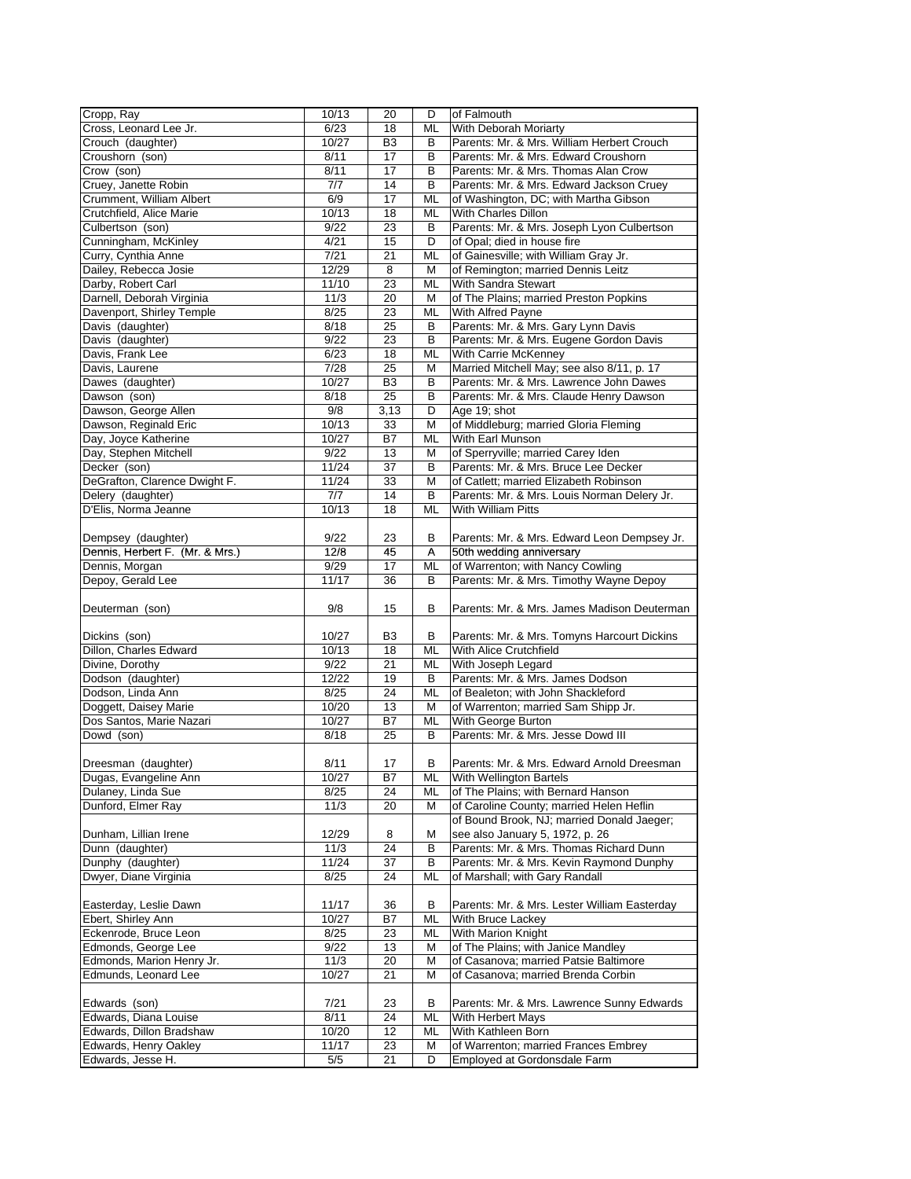| | | | | |
|---|---|---|---|---|
| Cropp, Ray | 10/13 | 20 | D | of Falmouth |
| Cross, Leonard Lee Jr. | 6/23 | 18 | ML | With Deborah Moriarty |
| Crouch (daughter) | 10/27 | B3 | B | Parents: Mr. & Mrs. William Herbert Crouch |
| Croushorn (son) | 8/11 | 17 | B | Parents: Mr. & Mrs. Edward Croushorn |
| Crow (son) | 8/11 | 17 | B | Parents: Mr. & Mrs. Thomas Alan Crow |
| Cruey, Janette Robin | 7/7 | 14 | B | Parents: Mr. & Mrs. Edward Jackson Cruey |
| Crumment, William Albert | 6/9 | 17 | ML | of Washington, DC; with Martha Gibson |
| Crutchfield, Alice Marie | 10/13 | 18 | ML | With Charles Dillon |
| Culbertson (son) | 9/22 | 23 | B | Parents: Mr. & Mrs. Joseph Lyon Culbertson |
| Cunningham, McKinley | 4/21 | 15 | D | of Opal; died in house fire |
| Curry, Cynthia Anne | 7/21 | 21 | ML | of Gainesville; with William Gray Jr. |
| Dailey, Rebecca Josie | 12/29 | 8 | M | of Remington; married Dennis Leitz |
| Darby, Robert Carl | 11/10 | 23 | ML | With Sandra Stewart |
| Darnell, Deborah Virginia | 11/3 | 20 | M | of The Plains; married Preston Popkins |
| Davenport, Shirley Temple | 8/25 | 23 | ML | With Alfred Payne |
| Davis (daughter) | 8/18 | 25 | B | Parents: Mr. & Mrs. Gary Lynn Davis |
| Davis (daughter) | 9/22 | 23 | B | Parents: Mr. & Mrs. Eugene Gordon Davis |
| Davis, Frank Lee | 6/23 | 18 | ML | With Carrie McKenney |
| Davis, Laurene | 7/28 | 25 | M | Married Mitchell May; see also 8/11, p. 17 |
| Dawes (daughter) | 10/27 | B3 | B | Parents: Mr. & Mrs. Lawrence John Dawes |
| Dawson (son) | 8/18 | 25 | B | Parents: Mr. & Mrs. Claude Henry Dawson |
| Dawson, George Allen | 9/8 | 3,13 | D | Age 19; shot |
| Dawson, Reginald Eric | 10/13 | 33 | M | of Middleburg; married Gloria Fleming |
| Day, Joyce Katherine | 10/27 | B7 | ML | With Earl Munson |
| Day, Stephen Mitchell | 9/22 | 13 | M | of Sperryville; married Carey Iden |
| Decker (son) | 11/24 | 37 | B | Parents: Mr. & Mrs. Bruce Lee Decker |
| DeGrafton, Clarence Dwight F. | 11/24 | 33 | M | of Catlett; married Elizabeth Robinson |
| Delery (daughter) | 7/7 | 14 | B | Parents: Mr. & Mrs. Louis Norman Delery Jr. |
| D'Elis, Norma Jeanne | 10/13 | 18 | ML | With William Pitts |
| Dempsey (daughter) | 9/22 | 23 | B | Parents: Mr. & Mrs. Edward Leon Dempsey Jr. |
| Dennis, Herbert F. (Mr. & Mrs.) | 12/8 | 45 | A | 50th wedding anniversary |
| Dennis, Morgan | 9/29 | 17 | ML | of Warrenton; with Nancy Cowling |
| Depoy, Gerald Lee | 11/17 | 36 | B | Parents: Mr. & Mrs. Timothy Wayne Depoy |
| Deuterman (son) | 9/8 | 15 | B | Parents: Mr. & Mrs. James Madison Deuterman |
| Dickins (son) | 10/27 | B3 | B | Parents: Mr. & Mrs. Tomyns Harcourt Dickins |
| Dillon, Charles Edward | 10/13 | 18 | ML | With Alice Crutchfield |
| Divine, Dorothy | 9/22 | 21 | ML | With Joseph Legard |
| Dodson (daughter) | 12/22 | 19 | B | Parents: Mr. & Mrs. James Dodson |
| Dodson, Linda Ann | 8/25 | 24 | ML | of Bealeton; with John Shackleford |
| Doggett, Daisey Marie | 10/20 | 13 | M | of Warrenton; married Sam Shipp Jr. |
| Dos Santos, Marie Nazari | 10/27 | B7 | ML | With George Burton |
| Dowd (son) | 8/18 | 25 | B | Parents: Mr. & Mrs. Jesse Dowd III |
| Dreesman (daughter) | 8/11 | 17 | B | Parents: Mr. & Mrs. Edward Arnold Dreesman |
| Dugas, Evangeline Ann | 10/27 | B7 | ML | With Wellington Bartels |
| Dulaney, Linda Sue | 8/25 | 24 | ML | of The Plains; with Bernard Hanson |
| Dunford, Elmer Ray | 11/3 | 20 | M | of Caroline County; married Helen Heflin |
| Dunham, Lillian Irene | 12/29 | 8 | M | of Bound Brook, NJ; married Donald Jaeger; see also January 5, 1972, p. 26 |
| Dunn (daughter) | 11/3 | 24 | B | Parents: Mr. & Mrs. Thomas Richard Dunn |
| Dunphy (daughter) | 11/24 | 37 | B | Parents: Mr. & Mrs. Kevin Raymond Dunphy |
| Dwyer, Diane Virginia | 8/25 | 24 | ML | of Marshall; with Gary Randall |
| Easterday, Leslie Dawn | 11/17 | 36 | B | Parents: Mr. & Mrs. Lester William Easterday |
| Ebert, Shirley Ann | 10/27 | B7 | ML | With Bruce Lackey |
| Eckenrode, Bruce Leon | 8/25 | 23 | ML | With Marion Knight |
| Edmonds, George Lee | 9/22 | 13 | M | of The Plains; with Janice Mandley |
| Edmonds, Marion Henry Jr. | 11/3 | 20 | M | of Casanova; married Patsie Baltimore |
| Edmunds, Leonard Lee | 10/27 | 21 | M | of Casanova; married Brenda Corbin |
| Edwards (son) | 7/21 | 23 | B | Parents: Mr. & Mrs. Lawrence Sunny Edwards |
| Edwards, Diana Louise | 8/11 | 24 | ML | With Herbert Mays |
| Edwards, Dillon Bradshaw | 10/20 | 12 | ML | With Kathleen Born |
| Edwards, Henry Oakley | 11/17 | 23 | M | of Warrenton; married Frances Embrey |
| Edwards, Jesse H. | 5/5 | 21 | D | Employed at Gordonsdale Farm |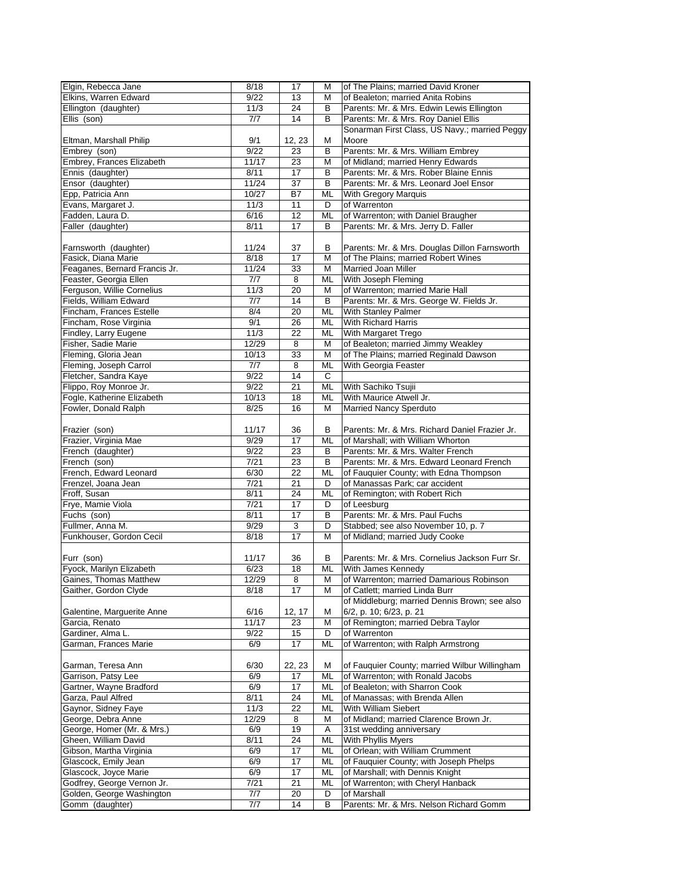| | | | | |
|---|---|---|---|---|
| Elgin, Rebecca Jane | 8/18 | 17 | M | of The Plains; married David Kroner |
| Elkins, Warren Edward | 9/22 | 13 | M | of Bealeton; married Anita Robins |
| Ellington (daughter) | 11/3 | 24 | B | Parents: Mr. & Mrs. Edwin Lewis Ellington |
| Ellis (son) | 7/7 | 14 | B | Parents: Mr. & Mrs. Roy Daniel Ellis |
| Eltman, Marshall Philip | 9/1 | 12, 23 | M | Sonarman First Class, US Navy.; married Peggy Moore |
| Embrey (son) | 9/22 | 23 | B | Parents: Mr. & Mrs. William Embrey |
| Embrey, Frances Elizabeth | 11/17 | 23 | M | of Midland; married Henry Edwards |
| Ennis (daughter) | 8/11 | 17 | B | Parents: Mr. & Mrs. Rober Blaine Ennis |
| Ensor (daughter) | 11/24 | 37 | B | Parents: Mr. & Mrs. Leonard Joel Ensor |
| Epp, Patricia Ann | 10/27 | B7 | ML | With Gregory Marquis |
| Evans, Margaret J. | 11/3 | 11 | D | of Warrenton |
| Fadden, Laura D. | 6/16 | 12 | ML | of Warrenton; with Daniel Braugher |
| Faller (daughter) | 8/11 | 17 | B | Parents: Mr. & Mrs. Jerry D. Faller |
| Farnsworth (daughter) | 11/24 | 37 | B | Parents: Mr. & Mrs. Douglas Dillon Farnsworth |
| Fasick, Diana Marie | 8/18 | 17 | M | of The Plains; married Robert Wines |
| Feaganes, Bernard Francis Jr. | 11/24 | 33 | M | Married Joan Miller |
| Feaster, Georgia Ellen | 7/7 | 8 | ML | With Joseph Fleming |
| Ferguson, Willie Cornelius | 11/3 | 20 | M | of Warrenton; married Marie Hall |
| Fields, William Edward | 7/7 | 14 | B | Parents: Mr. & Mrs. George W. Fields Jr. |
| Fincham, Frances Estelle | 8/4 | 20 | ML | With Stanley Palmer |
| Fincham, Rose Virginia | 9/1 | 26 | ML | With Richard Harris |
| Findley, Larry Eugene | 11/3 | 22 | ML | With Margaret Trego |
| Fisher, Sadie Marie | 12/29 | 8 | M | of Bealeton; married Jimmy Weakley |
| Fleming, Gloria Jean | 10/13 | 33 | M | of The Plains; married Reginald Dawson |
| Fleming, Joseph Carrol | 7/7 | 8 | ML | With Georgia Feaster |
| Fletcher, Sandra Kaye | 9/22 | 14 | C | |
| Flippo, Roy Monroe Jr. | 9/22 | 21 | ML | With Sachiko Tsujii |
| Fogle, Katherine Elizabeth | 10/13 | 18 | ML | With Maurice Atwell Jr. |
| Fowler, Donald Ralph | 8/25 | 16 | M | Married Nancy Sperduto |
| Frazier (son) | 11/17 | 36 | B | Parents: Mr. & Mrs. Richard Daniel Frazier Jr. |
| Frazier, Virginia Mae | 9/29 | 17 | ML | of Marshall; with William Whorton |
| French (daughter) | 9/22 | 23 | B | Parents: Mr. & Mrs. Walter French |
| French (son) | 7/21 | 23 | B | Parents: Mr. & Mrs. Edward Leonard French |
| French, Edward Leonard | 6/30 | 22 | ML | of Fauquier County; with Edna Thompson |
| Frenzel, Joana Jean | 7/21 | 21 | D | of Manassas Park; car accident |
| Froff, Susan | 8/11 | 24 | ML | of Remington; with Robert Rich |
| Frye, Mamie Viola | 7/21 | 17 | D | of Leesburg |
| Fuchs (son) | 8/11 | 17 | B | Parents: Mr. & Mrs. Paul Fuchs |
| Fullmer, Anna M. | 9/29 | 3 | D | Stabbed; see also November 10, p. 7 |
| Funkhouser, Gordon Cecil | 8/18 | 17 | M | of Midland; married Judy Cooke |
| Furr (son) | 11/17 | 36 | B | Parents: Mr. & Mrs. Cornelius Jackson Furr Sr. |
| Fyock, Marilyn Elizabeth | 6/23 | 18 | ML | With James Kennedy |
| Gaines, Thomas Matthew | 12/29 | 8 | M | of Warrenton; married Damarious Robinson |
| Gaither, Gordon Clyde | 8/18 | 17 | M | of Catlett; married Linda Burr |
| Galentine, Marguerite Anne | 6/16 | 12, 17 | M | of Middleburg; married Dennis Brown; see also 6/2, p. 10; 6/23, p. 21 |
| Garcia, Renato | 11/17 | 23 | M | of Remington; married Debra Taylor |
| Gardiner, Alma L. | 9/22 | 15 | D | of Warrenton |
| Garman, Frances Marie | 6/9 | 17 | ML | of Warrenton; with Ralph Armstrong |
| Garman, Teresa Ann | 6/30 | 22, 23 | M | of Fauquier County; married Wilbur Willingham |
| Garrison, Patsy Lee | 6/9 | 17 | ML | of Warrenton; with Ronald Jacobs |
| Gartner, Wayne Bradford | 6/9 | 17 | ML | of Bealeton; with Sharron Cook |
| Garza, Paul Alfred | 8/11 | 24 | ML | of Manassas; with Brenda Allen |
| Gaynor, Sidney Faye | 11/3 | 22 | ML | With William Siebert |
| George, Debra Anne | 12/29 | 8 | M | of Midland; married Clarence Brown Jr. |
| George, Homer (Mr. & Mrs.) | 6/9 | 19 | A | 31st wedding anniversary |
| Gheen, William David | 8/11 | 24 | ML | With Phyllis Myers |
| Gibson, Martha Virginia | 6/9 | 17 | ML | of Orlean; with William Crumment |
| Glascock, Emily Jean | 6/9 | 17 | ML | of Fauquier County; with Joseph Phelps |
| Glascock, Joyce Marie | 6/9 | 17 | ML | of Marshall; with Dennis Knight |
| Godfrey, George Vernon Jr. | 7/21 | 21 | ML | of Warrenton; with Cheryl Hanback |
| Golden, George Washington | 7/7 | 20 | D | of Marshall |
| Gomm (daughter) | 7/7 | 14 | B | Parents: Mr. & Mrs. Nelson Richard Gomm |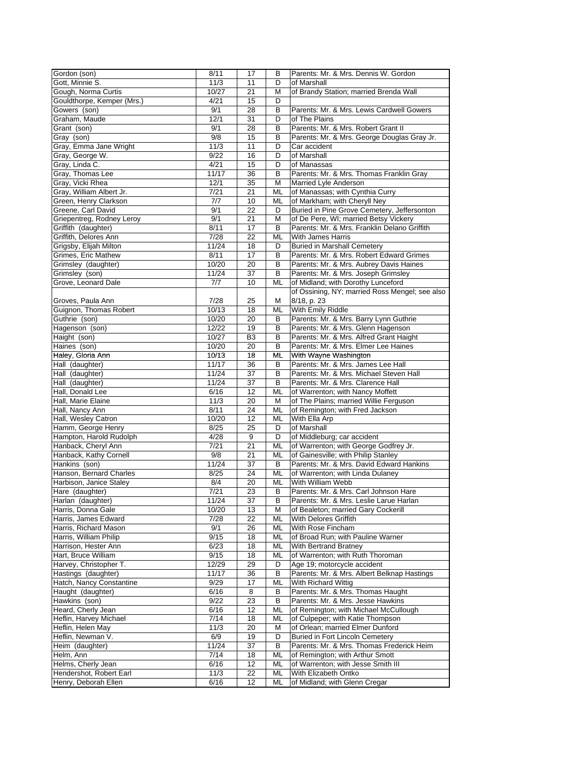| | | | | |
|---|---|---|---|---|
| Gordon (son) | 8/11 | 17 | B | Parents: Mr. & Mrs. Dennis W. Gordon |
| Gott, Minnie S. | 11/3 | 11 | D | of Marshall |
| Gough, Norma Curtis | 10/27 | 21 | M | of Brandy Station; married Brenda Wall |
| Gouldthorpe, Kemper (Mrs.) | 4/21 | 15 | D | |
| Gowers (son) | 9/1 | 28 | B | Parents: Mr. & Mrs. Lewis Cardwell Gowers |
| Graham, Maude | 12/1 | 31 | D | of The Plains |
| Grant (son) | 9/1 | 28 | B | Parents: Mr. & Mrs. Robert Grant II |
| Gray (son) | 9/8 | 15 | B | Parents: Mr. & Mrs. George Douglas Gray Jr. |
| Gray, Emma Jane Wright | 11/3 | 11 | D | Car accident |
| Gray, George W. | 9/22 | 16 | D | of Marshall |
| Gray, Linda C. | 4/21 | 15 | D | of Manassas |
| Gray, Thomas Lee | 11/17 | 36 | B | Parents: Mr. & Mrs. Thomas Franklin Gray |
| Gray, Vicki Rhea | 12/1 | 35 | M | Married Lyle Anderson |
| Gray, William Albert Jr. | 7/21 | 21 | ML | of Manassas; with Cynthia Curry |
| Green, Henry Clarkson | 7/7 | 10 | ML | of Markham; with Cheryll Ney |
| Greene, Carl David | 9/1 | 22 | D | Buried in Pine Grove Cemetery, Jeffersonton |
| Griepentreg, Rodney Leroy | 9/1 | 21 | M | of De Pere, WI; married Betsy Vickery |
| Griffith (daughter) | 8/11 | 17 | B | Parents: Mr. & Mrs. Franklin Delano Griffith |
| Griffith, Delores Ann | 7/28 | 22 | ML | With James Harris |
| Grigsby, Elijah Milton | 11/24 | 18 | D | Buried in Marshall Cemetery |
| Grimes, Eric Mathew | 8/11 | 17 | B | Parents: Mr. & Mrs. Robert Edward Grimes |
| Grimsley (daughter) | 10/20 | 20 | B | Parents: Mr. & Mrs. Aubrey Davis Haines |
| Grimsley (son) | 11/24 | 37 | B | Parents: Mr. & Mrs. Joseph Grimsley |
| Grove, Leonard Dale | 7/7 | 10 | ML | of Midland; with Dorothy Lunceford |
| Groves, Paula Ann | 7/28 | 25 | M | of Ossining, NY; married Ross Mengel; see also 8/18, p. 23 |
| Guignon, Thomas Robert | 10/13 | 18 | ML | With Emily Riddle |
| Guthrie (son) | 10/20 | 20 | B | Parents: Mr. & Mrs. Barry Lynn Guthrie |
| Hagenson (son) | 12/22 | 19 | B | Parents: Mr. & Mrs. Glenn Hagenson |
| Haight (son) | 10/27 | B3 | B | Parents: Mr. & Mrs. Alfred Grant Haight |
| Haines (son) | 10/20 | 20 | B | Parents: Mr. & Mrs. Elmer Lee Haines |
| Haley, Gloria Ann | 10/13 | 18 | ML | With Wayne Washington |
| Hall (daughter) | 11/17 | 36 | B | Parents: Mr. & Mrs. James Lee Hall |
| Hall (daughter) | 11/24 | 37 | B | Parents: Mr. & Mrs. Michael Steven Hall |
| Hall (daughter) | 11/24 | 37 | B | Parents: Mr. & Mrs. Clarence Hall |
| Hall, Donald Lee | 6/16 | 12 | ML | of Warrenton; with Nancy Moffett |
| Hall, Marie Elaine | 11/3 | 20 | M | of The Plains; married Willie Ferguson |
| Hall, Nancy Ann | 8/11 | 24 | ML | of Remington; with Fred Jackson |
| Hall, Wesley Catron | 10/20 | 12 | ML | With Ella Arp |
| Hamm, George Henry | 8/25 | 25 | D | of Marshall |
| Hampton, Harold Rudolph | 4/28 | 9 | D | of Middleburg; car accident |
| Hanback, Cheryl Ann | 7/21 | 21 | ML | of Warrenton; with George Godfrey Jr. |
| Hanback, Kathy Cornell | 9/8 | 21 | ML | of Gainesville; with Philip Stanley |
| Hankins (son) | 11/24 | 37 | B | Parents: Mr. & Mrs. David Edward Hankins |
| Hanson, Bernard Charles | 8/25 | 24 | ML | of Warrenton; with Linda Dulaney |
| Harbison, Janice Staley | 8/4 | 20 | ML | With William Webb |
| Hare (daughter) | 7/21 | 23 | B | Parents: Mr. & Mrs. Carl Johnson Hare |
| Harlan (daughter) | 11/24 | 37 | B | Parents: Mr. & Mrs. Leslie Larue Harlan |
| Harris, Donna Gale | 10/20 | 13 | M | of Bealeton; married Gary Cockerill |
| Harris, James Edward | 7/28 | 22 | ML | With Delores Griffith |
| Harris, Richard Mason | 9/1 | 26 | ML | With Rose Fincham |
| Harris, William Philip | 9/15 | 18 | ML | of Broad Run; with Pauline Warner |
| Harrison, Hester Ann | 6/23 | 18 | ML | With Bertrand Bratney |
| Hart, Bruce William | 9/15 | 18 | ML | of Warrenton; with Ruth Thoroman |
| Harvey, Christopher T. | 12/29 | 29 | D | Age 19; motorcycle accident |
| Hastings (daughter) | 11/17 | 36 | B | Parents: Mr. & Mrs. Albert Belknap Hastings |
| Hatch, Nancy Constantine | 9/29 | 17 | ML | With Richard Wittig |
| Haught (daughter) | 6/16 | 8 | B | Parents: Mr. & Mrs. Thomas Haught |
| Hawkins (son) | 9/22 | 23 | B | Parents: Mr. & Mrs. Jesse Hawkins |
| Heard, Cherly Jean | 6/16 | 12 | ML | of Remington; with Michael McCullough |
| Heflin, Harvey Michael | 7/14 | 18 | ML | of Culpeper; with Katie Thompson |
| Heflin, Helen May | 11/3 | 20 | M | of Orlean; married Elmer Dunford |
| Heflin, Newman V. | 6/9 | 19 | D | Buried in Fort Lincoln Cemetery |
| Heim (daughter) | 11/24 | 37 | B | Parents: Mr. & Mrs. Thomas Frederick Heim |
| Helm, Ann | 7/14 | 18 | ML | of Remington; with Arthur Smott |
| Helms, Cherly Jean | 6/16 | 12 | ML | of Warrenton; with Jesse Smith III |
| Hendershot, Robert Earl | 11/3 | 22 | ML | With Elizabeth Ontko |
| Henry, Deborah Ellen | 6/16 | 12 | ML | of Midland; with Glenn Cregar |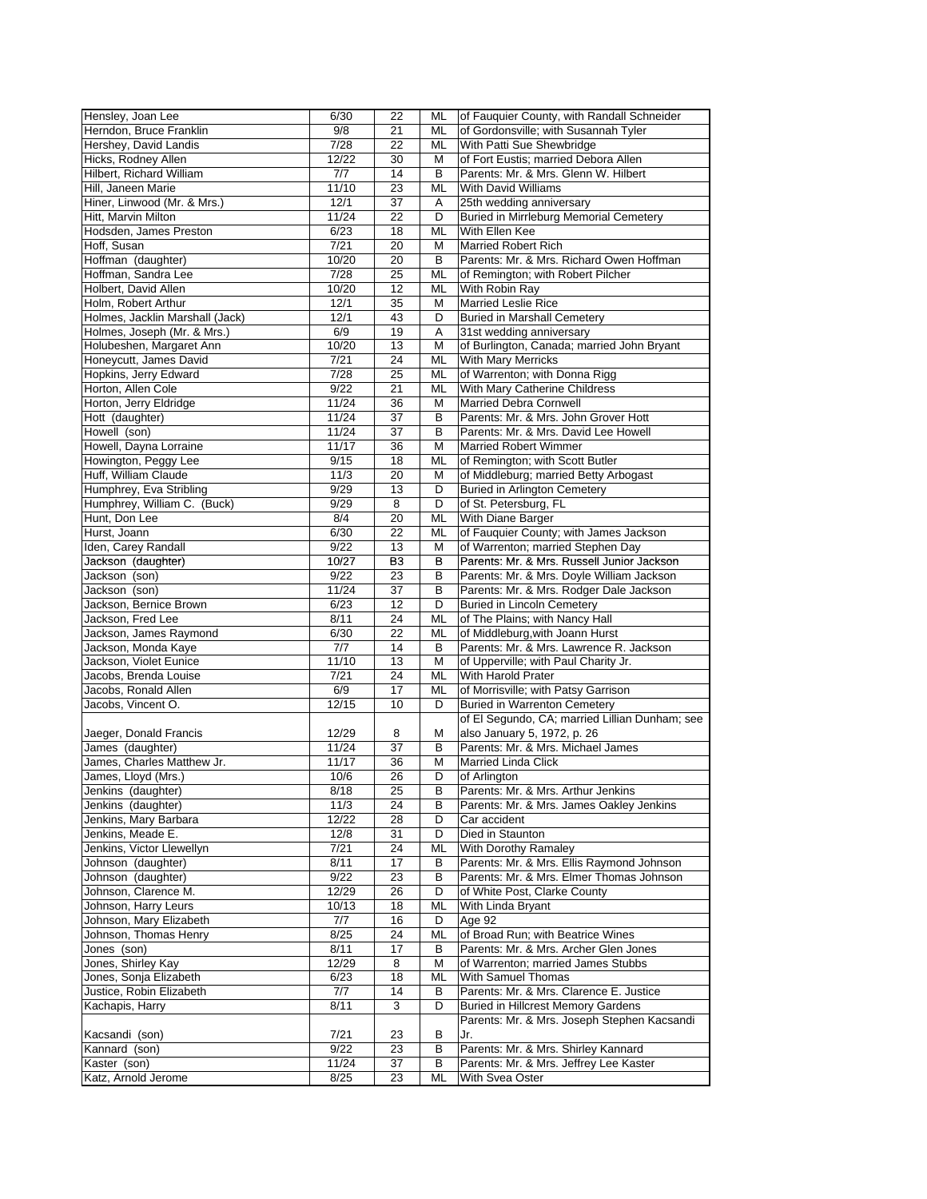| | | | | |
|---|---|---|---|---|
| Hensley, Joan Lee | 6/30 | 22 | ML | of Fauquier County, with Randall Schneider |
| Herndon, Bruce Franklin | 9/8 | 21 | ML | of Gordonsville; with Susannah Tyler |
| Hershey, David Landis | 7/28 | 22 | ML | With Patti Sue Shewbridge |
| Hicks, Rodney Allen | 12/22 | 30 | M | of Fort Eustis; married Debora Allen |
| Hilbert, Richard William | 7/7 | 14 | B | Parents: Mr. & Mrs. Glenn W. Hilbert |
| Hill, Janeen Marie | 11/10 | 23 | ML | With David Williams |
| Hiner, Linwood (Mr. & Mrs.) | 12/1 | 37 | A | 25th wedding anniversary |
| Hitt, Marvin Milton | 11/24 | 22 | D | Buried in Mirrleburg Memorial Cemetery |
| Hodsden, James Preston | 6/23 | 18 | ML | With Ellen Kee |
| Hoff, Susan | 7/21 | 20 | M | Married Robert Rich |
| Hoffman (daughter) | 10/20 | 20 | B | Parents: Mr. & Mrs. Richard Owen Hoffman |
| Hoffman, Sandra Lee | 7/28 | 25 | ML | of Remington; with Robert Pilcher |
| Holbert, David Allen | 10/20 | 12 | ML | With Robin Ray |
| Holm, Robert Arthur | 12/1 | 35 | M | Married Leslie Rice |
| Holmes, Jacklin Marshall (Jack) | 12/1 | 43 | D | Buried in Marshall Cemetery |
| Holmes, Joseph (Mr. & Mrs.) | 6/9 | 19 | A | 31st wedding anniversary |
| Holubeshen, Margaret Ann | 10/20 | 13 | M | of Burlington, Canada; married John Bryant |
| Honeycutt, James David | 7/21 | 24 | ML | With Mary Merricks |
| Hopkins, Jerry Edward | 7/28 | 25 | ML | of Warrenton; with Donna Rigg |
| Horton, Allen Cole | 9/22 | 21 | ML | With Mary Catherine Childress |
| Horton, Jerry Eldridge | 11/24 | 36 | M | Married Debra Cornwell |
| Hott (daughter) | 11/24 | 37 | B | Parents: Mr. & Mrs. John Grover Hott |
| Howell (son) | 11/24 | 37 | B | Parents: Mr. & Mrs. David Lee Howell |
| Howell, Dayna Lorraine | 11/17 | 36 | M | Married Robert Wimmer |
| Howington, Peggy Lee | 9/15 | 18 | ML | of Remington; with Scott Butler |
| Huff, William Claude | 11/3 | 20 | M | of Middleburg; married Betty Arbogast |
| Humphrey, Eva Stribling | 9/29 | 13 | D | Buried in Arlington Cemetery |
| Humphrey, William C. (Buck) | 9/29 | 8 | D | of St. Petersburg, FL |
| Hunt, Don Lee | 8/4 | 20 | ML | With Diane Barger |
| Hurst, Joann | 6/30 | 22 | ML | of Fauquier County; with James Jackson |
| Iden, Carey Randall | 9/22 | 13 | M | of Warrenton; married Stephen Day |
| Jackson (daughter) | 10/27 | B3 | B | Parents: Mr. & Mrs. Russell Junior Jackson |
| Jackson (son) | 9/22 | 23 | B | Parents: Mr. & Mrs. Doyle William Jackson |
| Jackson (son) | 11/24 | 37 | B | Parents: Mr. & Mrs. Rodger Dale Jackson |
| Jackson, Bernice Brown | 6/23 | 12 | D | Buried in Lincoln Cemetery |
| Jackson, Fred Lee | 8/11 | 24 | ML | of The Plains; with Nancy Hall |
| Jackson, James Raymond | 6/30 | 22 | ML | of Middleburg,with Joann Hurst |
| Jackson, Monda Kaye | 7/7 | 14 | B | Parents: Mr. & Mrs. Lawrence R. Jackson |
| Jackson, Violet Eunice | 11/10 | 13 | M | of Upperville; with Paul Charity Jr. |
| Jacobs, Brenda Louise | 7/21 | 24 | ML | With Harold Prater |
| Jacobs, Ronald Allen | 6/9 | 17 | ML | of Morrisville; with Patsy Garrison |
| Jacobs, Vincent O. | 12/15 | 10 | D | Buried in Warrenton Cemetery |
| Jaeger, Donald Francis | 12/29 | 8 | M | of El Segundo, CA; married Lillian Dunham; see also January 5, 1972, p. 26 |
| James (daughter) | 11/24 | 37 | B | Parents: Mr. & Mrs. Michael James |
| James, Charles Matthew Jr. | 11/17 | 36 | M | Married Linda Click |
| James, Lloyd (Mrs.) | 10/6 | 26 | D | of Arlington |
| Jenkins (daughter) | 8/18 | 25 | B | Parents: Mr. & Mrs. Arthur Jenkins |
| Jenkins (daughter) | 11/3 | 24 | B | Parents: Mr. & Mrs. James Oakley Jenkins |
| Jenkins, Mary Barbara | 12/22 | 28 | D | Car accident |
| Jenkins, Meade E. | 12/8 | 31 | D | Died in Staunton |
| Jenkins, Victor Llewellyn | 7/21 | 24 | ML | With Dorothy Ramaley |
| Johnson (daughter) | 8/11 | 17 | B | Parents: Mr. & Mrs. Ellis Raymond Johnson |
| Johnson (daughter) | 9/22 | 23 | B | Parents: Mr. & Mrs. Elmer Thomas Johnson |
| Johnson, Clarence M. | 12/29 | 26 | D | of White Post, Clarke County |
| Johnson, Harry Leurs | 10/13 | 18 | ML | With Linda Bryant |
| Johnson, Mary Elizabeth | 7/7 | 16 | D | Age 92 |
| Johnson, Thomas Henry | 8/25 | 24 | ML | of Broad Run; with Beatrice Wines |
| Jones (son) | 8/11 | 17 | B | Parents: Mr. & Mrs. Archer Glen Jones |
| Jones, Shirley Kay | 12/29 | 8 | M | of Warrenton; married James Stubbs |
| Jones, Sonja Elizabeth | 6/23 | 18 | ML | With Samuel Thomas |
| Justice, Robin Elizabeth | 7/7 | 14 | B | Parents: Mr. & Mrs. Clarence E. Justice |
| Kachapis, Harry | 8/11 | 3 | D | Buried in Hillcrest Memory Gardens |
| Kacsandi (son) | 7/21 | 23 | B | Parents: Mr. & Mrs. Joseph Stephen Kacsandi Jr. |
| Kannard (son) | 9/22 | 23 | B | Parents: Mr. & Mrs. Shirley Kannard |
| Kaster (son) | 11/24 | 37 | B | Parents: Mr. & Mrs. Jeffrey Lee Kaster |
| Katz, Arnold Jerome | 8/25 | 23 | ML | With Svea Oster |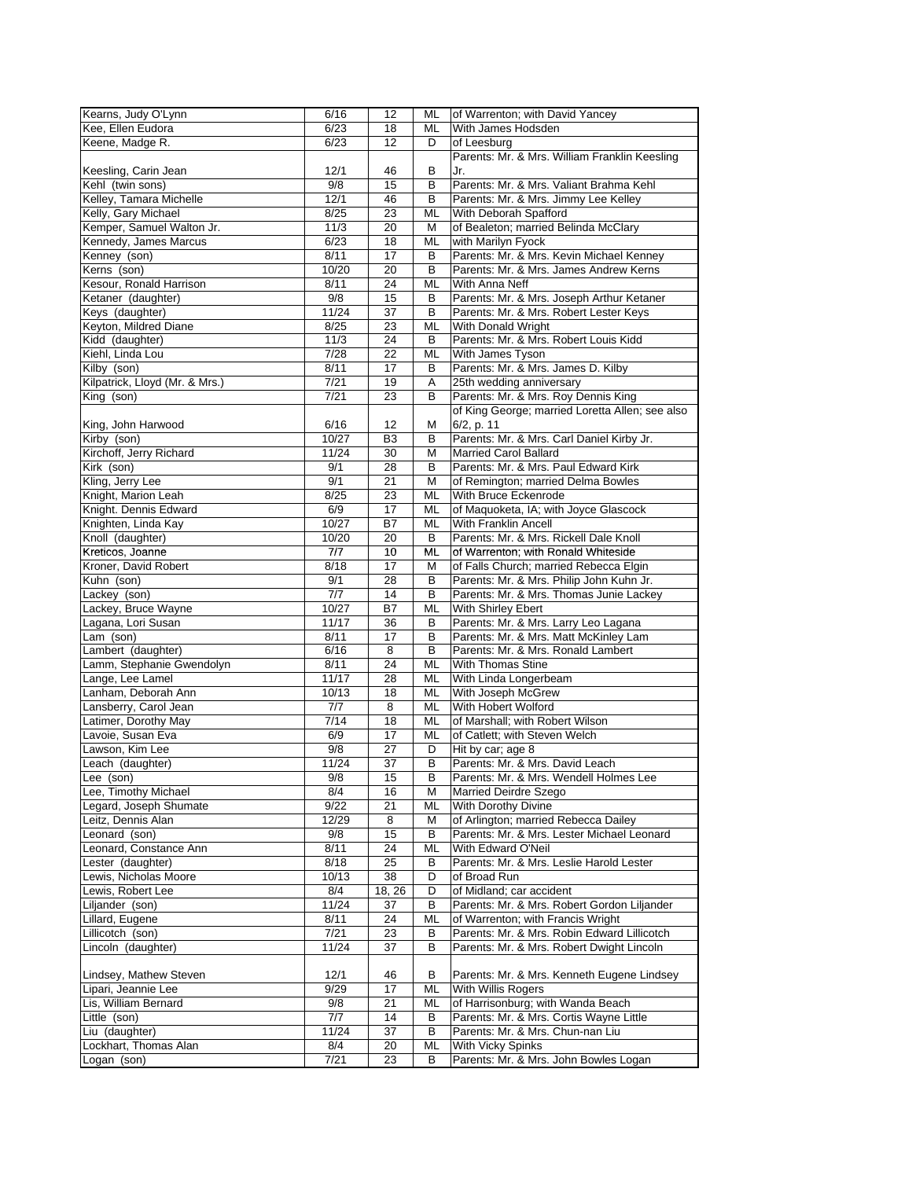| | | | | |
|---|---|---|---|---|
| Kearns, Judy O'Lynn | 6/16 | 12 | ML | of Warrenton; with David Yancey |
| Kee, Ellen Eudora | 6/23 | 18 | ML | With James Hodsden |
| Keene, Madge R. | 6/23 | 12 | D | of Leesburg |
| Keesling, Carin Jean | 12/1 | 46 | B | Parents: Mr. & Mrs. William Franklin Keesling Jr. |
| Kehl (twin sons) | 9/8 | 15 | B | Parents: Mr. & Mrs. Valiant Brahma Kehl |
| Kelley, Tamara Michelle | 12/1 | 46 | B | Parents: Mr. & Mrs. Jimmy Lee Kelley |
| Kelly, Gary Michael | 8/25 | 23 | ML | With Deborah Spafford |
| Kemper, Samuel Walton Jr. | 11/3 | 20 | M | of Bealeton; married Belinda McClary |
| Kennedy, James Marcus | 6/23 | 18 | ML | with Marilyn Fyock |
| Kenney (son) | 8/11 | 17 | B | Parents: Mr. & Mrs. Kevin Michael Kenney |
| Kerns (son) | 10/20 | 20 | B | Parents: Mr. & Mrs. James Andrew Kerns |
| Kesour, Ronald Harrison | 8/11 | 24 | ML | With Anna Neff |
| Ketaner (daughter) | 9/8 | 15 | B | Parents: Mr. & Mrs. Joseph Arthur Ketaner |
| Keys (daughter) | 11/24 | 37 | B | Parents: Mr. & Mrs. Robert Lester Keys |
| Keyton, Mildred Diane | 8/25 | 23 | ML | With Donald Wright |
| Kidd (daughter) | 11/3 | 24 | B | Parents: Mr. & Mrs. Robert Louis Kidd |
| Kiehl, Linda Lou | 7/28 | 22 | ML | With James Tyson |
| Kilby (son) | 8/11 | 17 | B | Parents: Mr. & Mrs. James D. Kilby |
| Kilpatrick, Lloyd (Mr. & Mrs.) | 7/21 | 19 | A | 25th wedding anniversary |
| King (son) | 7/21 | 23 | B | Parents: Mr. & Mrs. Roy Dennis King |
| King, John Harwood | 6/16 | 12 | M | of King George; married Loretta Allen; see also 6/2, p. 11 |
| Kirby (son) | 10/27 | B3 | B | Parents: Mr. & Mrs. Carl Daniel Kirby Jr. |
| Kirchoff, Jerry Richard | 11/24 | 30 | M | Married Carol Ballard |
| Kirk (son) | 9/1 | 28 | B | Parents: Mr. & Mrs. Paul Edward Kirk |
| Kling, Jerry Lee | 9/1 | 21 | M | of Remington; married Delma Bowles |
| Knight, Marion Leah | 8/25 | 23 | ML | With Bruce Eckenrode |
| Knight. Dennis Edward | 6/9 | 17 | ML | of Maquoketa, IA; with Joyce Glascock |
| Knighten, Linda Kay | 10/27 | B7 | ML | With Franklin Ancell |
| Knoll (daughter) | 10/20 | 20 | B | Parents: Mr. & Mrs. Rickell Dale Knoll |
| Kreticos, Joanne | 7/7 | 10 | ML | of Warrenton; with Ronald Whiteside |
| Kroner, David Robert | 8/18 | 17 | M | of Falls Church; married Rebecca Elgin |
| Kuhn (son) | 9/1 | 28 | B | Parents: Mr. & Mrs. Philip John Kuhn Jr. |
| Lackey (son) | 7/7 | 14 | B | Parents: Mr. & Mrs. Thomas Junie Lackey |
| Lackey, Bruce Wayne | 10/27 | B7 | ML | With Shirley Ebert |
| Lagana, Lori Susan | 11/17 | 36 | B | Parents: Mr. & Mrs. Larry Leo Lagana |
| Lam (son) | 8/11 | 17 | B | Parents: Mr. & Mrs. Matt McKinley Lam |
| Lambert (daughter) | 6/16 | 8 | B | Parents: Mr. & Mrs. Ronald Lambert |
| Lamm, Stephanie Gwendolyn | 8/11 | 24 | ML | With Thomas Stine |
| Lange, Lee Lamel | 11/17 | 28 | ML | With Linda Longerbeam |
| Lanham, Deborah Ann | 10/13 | 18 | ML | With Joseph McGrew |
| Lansberry, Carol Jean | 7/7 | 8 | ML | With Hobert Wolford |
| Latimer, Dorothy May | 7/14 | 18 | ML | of Marshall; with Robert Wilson |
| Lavoie, Susan Eva | 6/9 | 17 | ML | of Catlett; with Steven Welch |
| Lawson, Kim Lee | 9/8 | 27 | D | Hit by car; age 8 |
| Leach (daughter) | 11/24 | 37 | B | Parents: Mr. & Mrs. David Leach |
| Lee (son) | 9/8 | 15 | B | Parents: Mr. & Mrs. Wendell Holmes Lee |
| Lee, Timothy Michael | 8/4 | 16 | M | Married Deirdre Szego |
| Legard, Joseph Shumate | 9/22 | 21 | ML | With Dorothy Divine |
| Leitz, Dennis Alan | 12/29 | 8 | M | of Arlington; married Rebecca Dailey |
| Leonard (son) | 9/8 | 15 | B | Parents: Mr. & Mrs. Lester Michael Leonard |
| Leonard, Constance Ann | 8/11 | 24 | ML | With Edward O'Neil |
| Lester (daughter) | 8/18 | 25 | B | Parents: Mr. & Mrs. Leslie Harold Lester |
| Lewis, Nicholas Moore | 10/13 | 38 | D | of Broad Run |
| Lewis, Robert Lee | 8/4 | 18, 26 | D | of Midland; car accident |
| Liljander (son) | 11/24 | 37 | B | Parents: Mr. & Mrs. Robert Gordon Liljander |
| Lillard, Eugene | 8/11 | 24 | ML | of Warrenton; with Francis Wright |
| Lillicotch (son) | 7/21 | 23 | B | Parents: Mr. & Mrs. Robin Edward Lillicotch |
| Lincoln (daughter) | 11/24 | 37 | B | Parents: Mr. & Mrs. Robert Dwight Lincoln |
| Lindsey, Mathew Steven | 12/1 | 46 | B | Parents: Mr. & Mrs. Kenneth Eugene Lindsey |
| Lipari, Jeannie Lee | 9/29 | 17 | ML | With Willis Rogers |
| Lis, William Bernard | 9/8 | 21 | ML | of Harrisonburg; with Wanda Beach |
| Little (son) | 7/7 | 14 | B | Parents: Mr. & Mrs. Cortis Wayne Little |
| Liu (daughter) | 11/24 | 37 | B | Parents: Mr. & Mrs. Chun-nan Liu |
| Lockhart, Thomas Alan | 8/4 | 20 | ML | With Vicky Spinks |
| Logan (son) | 7/21 | 23 | B | Parents: Mr. & Mrs. John Bowles Logan |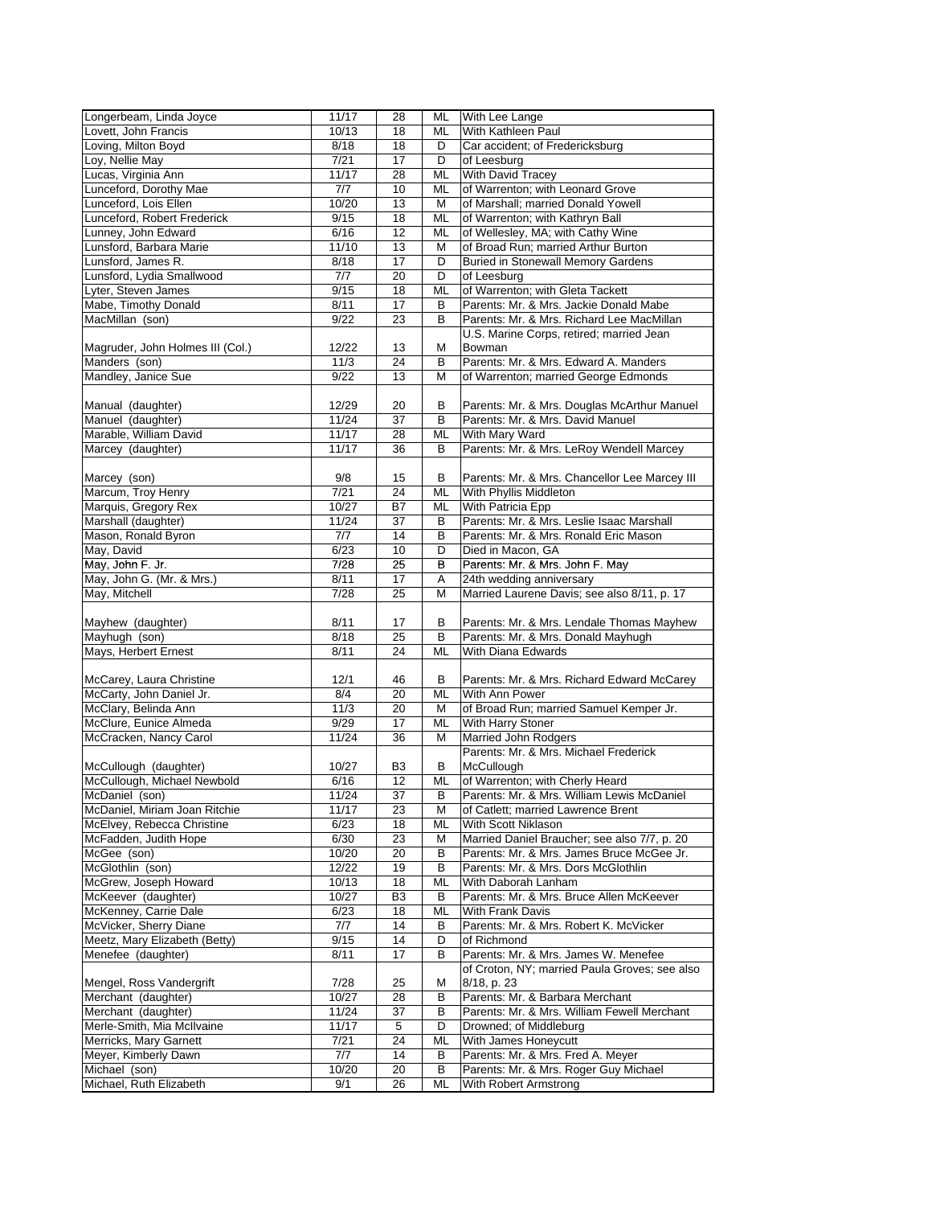| | | | | |
|---|---|---|---|---|
| Longerbeam, Linda Joyce | 11/17 | 28 | ML | With Lee Lange |
| Lovett, John Francis | 10/13 | 18 | ML | With Kathleen Paul |
| Loving, Milton Boyd | 8/18 | 18 | D | Car accident; of Fredericksburg |
| Loy, Nellie May | 7/21 | 17 | D | of Leesburg |
| Lucas, Virginia Ann | 11/17 | 28 | ML | With David Tracey |
| Lunceford, Dorothy Mae | 7/7 | 10 | ML | of Warrenton; with Leonard Grove |
| Lunceford, Lois Ellen | 10/20 | 13 | M | of Marshall; married Donald Yowell |
| Lunceford, Robert Frederick | 9/15 | 18 | ML | of Warrenton; with Kathryn Ball |
| Lunney, John Edward | 6/16 | 12 | ML | of Wellesley, MA; with Cathy Wine |
| Lunsford, Barbara Marie | 11/10 | 13 | M | of Broad Run; married Arthur Burton |
| Lunsford, James R. | 8/18 | 17 | D | Buried in Stonewall Memory Gardens |
| Lunsford, Lydia Smallwood | 7/7 | 20 | D | of Leesburg |
| Lyter, Steven James | 9/15 | 18 | ML | of Warrenton; with Gleta Tackett |
| Mabe, Timothy Donald | 8/11 | 17 | B | Parents: Mr. & Mrs. Jackie Donald Mabe |
| MacMillan (son) | 9/22 | 23 | B | Parents: Mr. & Mrs. Richard Lee MacMillan |
| Magruder, John Holmes III (Col.) | 12/22 | 13 | M | U.S. Marine Corps, retired; married Jean Bowman |
| Manders (son) | 11/3 | 24 | B | Parents: Mr. & Mrs. Edward A. Manders |
| Mandley, Janice Sue | 9/22 | 13 | M | of Warrenton; married George Edmonds |
| Manual (daughter) | 12/29 | 20 | B | Parents: Mr. & Mrs. Douglas McArthur Manuel |
| Manuel (daughter) | 11/24 | 37 | B | Parents: Mr. & Mrs. David Manuel |
| Marable, William David | 11/17 | 28 | ML | With Mary Ward |
| Marcey (daughter) | 11/17 | 36 | B | Parents: Mr. & Mrs. LeRoy Wendell Marcey |
| Marcey (son) | 9/8 | 15 | B | Parents: Mr. & Mrs. Chancellor Lee Marcey III |
| Marcum, Troy Henry | 7/21 | 24 | ML | With Phyllis Middleton |
| Marquis, Gregory Rex | 10/27 | B7 | ML | With Patricia Epp |
| Marshall (daughter) | 11/24 | 37 | B | Parents: Mr. & Mrs. Leslie Isaac Marshall |
| Mason, Ronald Byron | 7/7 | 14 | B | Parents: Mr. & Mrs. Ronald Eric Mason |
| May, David | 6/23 | 10 | D | Died in Macon, GA |
| May, John F. Jr. | 7/28 | 25 | B | Parents: Mr. & Mrs. John F. May |
| May, John G. (Mr. & Mrs.) | 8/11 | 17 | A | 24th wedding anniversary |
| May, Mitchell | 7/28 | 25 | M | Married Laurene Davis; see also 8/11, p. 17 |
| Mayhew (daughter) | 8/11 | 17 | B | Parents: Mr. & Mrs. Lendale Thomas Mayhew |
| Mayhugh (son) | 8/18 | 25 | B | Parents: Mr. & Mrs. Donald Mayhugh |
| Mays, Herbert Ernest | 8/11 | 24 | ML | With Diana Edwards |
| McCarey, Laura Christine | 12/1 | 46 | B | Parents: Mr. & Mrs. Richard Edward McCarey |
| McCarty, John Daniel Jr. | 8/4 | 20 | ML | With Ann Power |
| McClary, Belinda Ann | 11/3 | 20 | M | of Broad Run; married Samuel Kemper Jr. |
| McClure, Eunice Almeda | 9/29 | 17 | ML | With Harry Stoner |
| McCracken, Nancy Carol | 11/24 | 36 | M | Married John Rodgers |
| McCullough (daughter) | 10/27 | B3 | B | Parents: Mr. & Mrs. Michael Frederick McCullough |
| McCullough, Michael Newbold | 6/16 | 12 | ML | of Warrenton; with Cherly Heard |
| McDaniel (son) | 11/24 | 37 | B | Parents: Mr. & Mrs. William Lewis McDaniel |
| McDaniel, Miriam Joan Ritchie | 11/17 | 23 | M | of Catlett; married Lawrence Brent |
| McElvey, Rebecca Christine | 6/23 | 18 | ML | With Scott Niklason |
| McFadden, Judith Hope | 6/30 | 23 | M | Married Daniel Braucher; see also 7/7, p. 20 |
| McGee (son) | 10/20 | 20 | B | Parents: Mr. & Mrs. James Bruce McGee Jr. |
| McGlothlin (son) | 12/22 | 19 | B | Parents: Mr. & Mrs. Dors McGlothlin |
| McGrew, Joseph Howard | 10/13 | 18 | ML | With Daborah Lanham |
| McKeever (daughter) | 10/27 | B3 | B | Parents: Mr. & Mrs. Bruce Allen McKeever |
| McKenney, Carrie Dale | 6/23 | 18 | ML | With Frank Davis |
| McVicker, Sherry Diane | 7/7 | 14 | B | Parents: Mr. & Mrs. Robert K. McVicker |
| Meetz, Mary Elizabeth (Betty) | 9/15 | 14 | D | of Richmond |
| Menefee (daughter) | 8/11 | 17 | B | Parents: Mr. & Mrs. James W. Menefee |
| Mengel, Ross Vandergrift | 7/28 | 25 | M | of Croton, NY; married Paula Groves; see also 8/18, p. 23 |
| Merchant (daughter) | 10/27 | 28 | B | Parents: Mr. & Barbara Merchant |
| Merchant (daughter) | 11/24 | 37 | B | Parents: Mr. & Mrs. William Fewell Merchant |
| Merle-Smith, Mia McIlvaine | 11/17 | 5 | D | Drowned; of Middleburg |
| Merricks, Mary Garnett | 7/21 | 24 | ML | With James Honeycutt |
| Meyer, Kimberly Dawn | 7/7 | 14 | B | Parents: Mr. & Mrs. Fred A. Meyer |
| Michael (son) | 10/20 | 20 | B | Parents: Mr. & Mrs. Roger Guy Michael |
| Michael, Ruth Elizabeth | 9/1 | 26 | ML | With Robert Armstrong |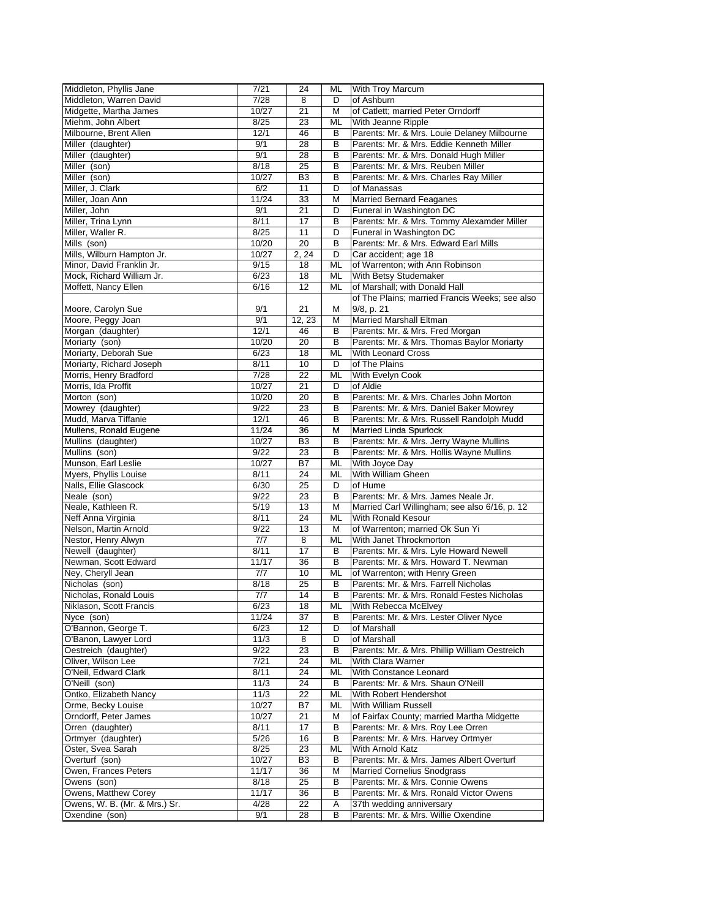| | | | | |
|---|---|---|---|---|
| Middleton, Phyllis Jane | 7/21 | 24 | ML | With Troy Marcum |
| Middleton, Warren David | 7/28 | 8 | D | of Ashburn |
| Midgette, Martha James | 10/27 | 21 | M | of Catlett; married Peter Orndorff |
| Miehm, John Albert | 8/25 | 23 | ML | With Jeanne Ripple |
| Milbourne, Brent Allen | 12/1 | 46 | B | Parents: Mr. & Mrs. Louie Delaney Milbourne |
| Miller (daughter) | 9/1 | 28 | B | Parents: Mr. & Mrs. Eddie Kenneth Miller |
| Miller (daughter) | 9/1 | 28 | B | Parents: Mr. & Mrs. Donald Hugh Miller |
| Miller (son) | 8/18 | 25 | B | Parents: Mr. & Mrs. Reuben Miller |
| Miller (son) | 10/27 | B3 | B | Parents: Mr. & Mrs. Charles Ray Miller |
| Miller, J. Clark | 6/2 | 11 | D | of Manassas |
| Miller, Joan Ann | 11/24 | 33 | M | Married Bernard Feaganes |
| Miller, John | 9/1 | 21 | D | Funeral in Washington DC |
| Miller, Trina Lynn | 8/11 | 17 | B | Parents: Mr. & Mrs. Tommy Alexamder Miller |
| Miller, Waller R. | 8/25 | 11 | D | Funeral in Washington DC |
| Mills (son) | 10/20 | 20 | B | Parents: Mr. & Mrs. Edward Earl Mills |
| Mills, Wilburn Hampton Jr. | 10/27 | 2, 24 | D | Car accident; age 18 |
| Minor, David Franklin Jr. | 9/15 | 18 | ML | of Warrenton; with Ann Robinson |
| Mock, Richard William Jr. | 6/23 | 18 | ML | With Betsy Studemaker |
| Moffett, Nancy Ellen | 6/16 | 12 | ML | of Marshall; with Donald Hall |
| Moore, Carolyn Sue | 9/1 | 21 | M | of The Plains; married Francis Weeks; see also 9/8, p. 21 |
| Moore, Peggy Joan | 9/1 | 12, 23 | M | Married Marshall Eltman |
| Morgan (daughter) | 12/1 | 46 | B | Parents: Mr. & Mrs. Fred Morgan |
| Moriarty (son) | 10/20 | 20 | B | Parents: Mr. & Mrs. Thomas Baylor Moriarty |
| Moriarty, Deborah Sue | 6/23 | 18 | ML | With Leonard Cross |
| Moriarty, Richard Joseph | 8/11 | 10 | D | of The Plains |
| Morris, Henry Bradford | 7/28 | 22 | ML | With Evelyn Cook |
| Morris, Ida Proffit | 10/27 | 21 | D | of Aldie |
| Morton (son) | 10/20 | 20 | B | Parents: Mr. & Mrs. Charles John Morton |
| Mowrey (daughter) | 9/22 | 23 | B | Parents: Mr. & Mrs. Daniel Baker Mowrey |
| Mudd, Marva Tiffanie | 12/1 | 46 | B | Parents: Mr. & Mrs. Russell Randolph Mudd |
| Mullens, Ronald Eugene | 11/24 | 36 | M | Married Linda Spurlock |
| Mullins (daughter) | 10/27 | B3 | B | Parents: Mr. & Mrs. Jerry Wayne Mullins |
| Mullins (son) | 9/22 | 23 | B | Parents: Mr. & Mrs. Hollis Wayne Mullins |
| Munson, Earl Leslie | 10/27 | B7 | ML | With Joyce Day |
| Myers, Phyllis Louise | 8/11 | 24 | ML | With William Gheen |
| Nalls, Ellie Glascock | 6/30 | 25 | D | of Hume |
| Neale (son) | 9/22 | 23 | B | Parents: Mr. & Mrs. James Neale Jr. |
| Neale, Kathleen R. | 5/19 | 13 | M | Married Carl Willingham; see also 6/16, p. 12 |
| Neff Anna Virginia | 8/11 | 24 | ML | With Ronald Kesour |
| Nelson, Martin Arnold | 9/22 | 13 | M | of Warrenton; married Ok Sun Yi |
| Nestor, Henry Alwyn | 7/7 | 8 | ML | With Janet Throckmorton |
| Newell (daughter) | 8/11 | 17 | B | Parents: Mr. & Mrs. Lyle Howard Newell |
| Newman, Scott Edward | 11/17 | 36 | B | Parents: Mr. & Mrs. Howard T. Newman |
| Ney, Cheryll Jean | 7/7 | 10 | ML | of Warrenton; with Henry Green |
| Nicholas (son) | 8/18 | 25 | B | Parents: Mr. & Mrs. Farrell Nicholas |
| Nicholas, Ronald Louis | 7/7 | 14 | B | Parents: Mr. & Mrs. Ronald Festes Nicholas |
| Niklason, Scott Francis | 6/23 | 18 | ML | With Rebecca McElvey |
| Nyce (son) | 11/24 | 37 | B | Parents: Mr. & Mrs. Lester Oliver Nyce |
| O'Bannon, George T. | 6/23 | 12 | D | of Marshall |
| O'Banon, Lawyer Lord | 11/3 | 8 | D | of Marshall |
| Oestreich (daughter) | 9/22 | 23 | B | Parents: Mr. & Mrs. Phillip William Oestreich |
| Oliver, Wilson Lee | 7/21 | 24 | ML | With Clara Warner |
| O'Neil, Edward Clark | 8/11 | 24 | ML | With Constance Leonard |
| O'Neill (son) | 11/3 | 24 | B | Parents: Mr. & Mrs. Shaun O'Neill |
| Ontko, Elizabeth Nancy | 11/3 | 22 | ML | With Robert Hendershot |
| Orme, Becky Louise | 10/27 | B7 | ML | With William Russell |
| Orndorff, Peter James | 10/27 | 21 | M | of Fairfax County; married Martha Midgette |
| Orren (daughter) | 8/11 | 17 | B | Parents: Mr. & Mrs. Roy Lee Orren |
| Ortmyer (daughter) | 5/26 | 16 | B | Parents: Mr. & Mrs. Harvey Ortmyer |
| Oster, Svea Sarah | 8/25 | 23 | ML | With Arnold Katz |
| Overturf (son) | 10/27 | B3 | B | Parents: Mr. & Mrs. James Albert Overturf |
| Owen, Frances Peters | 11/17 | 36 | M | Married Cornelius Snodgrass |
| Owens (son) | 8/18 | 25 | B | Parents: Mr. & Mrs. Connie Owens |
| Owens, Matthew Corey | 11/17 | 36 | B | Parents: Mr. & Mrs. Ronald Victor Owens |
| Owens, W. B. (Mr. & Mrs.) Sr. | 4/28 | 22 | A | 37th wedding anniversary |
| Oxendine (son) | 9/1 | 28 | B | Parents: Mr. & Mrs. Willie Oxendine |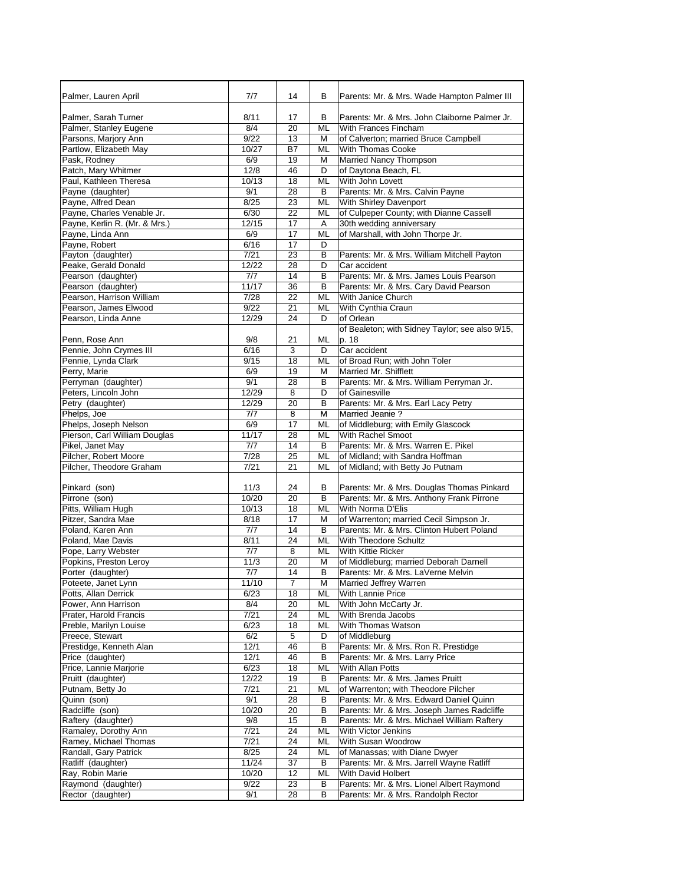| | | | | |
|---|---|---|---|---|
| Palmer, Lauren April | 7/7 | 14 | B | Parents: Mr. & Mrs. Wade Hampton Palmer III |
| Palmer, Sarah Turner | 8/11 | 17 | B | Parents: Mr. & Mrs. John Claiborne Palmer Jr. |
| Palmer, Stanley Eugene | 8/4 | 20 | ML | With Frances Fincham |
| Parsons, Marjory Ann | 9/22 | 13 | M | of Calverton; married Bruce Campbell |
| Partlow, Elizabeth May | 10/27 | B7 | ML | With Thomas Cooke |
| Pask, Rodney | 6/9 | 19 | M | Married Nancy Thompson |
| Patch, Mary Whitmer | 12/8 | 46 | D | of Daytona Beach, FL |
| Paul, Kathleen Theresa | 10/13 | 18 | ML | With John Lovett |
| Payne (daughter) | 9/1 | 28 | B | Parents: Mr. & Mrs. Calvin Payne |
| Payne, Alfred Dean | 8/25 | 23 | ML | With Shirley Davenport |
| Payne, Charles Venable Jr. | 6/30 | 22 | ML | of Culpeper County; with Dianne Cassell |
| Payne, Kerlin R. (Mr. & Mrs.) | 12/15 | 17 | A | 30th wedding anniversary |
| Payne, Linda Ann | 6/9 | 17 | ML | of Marshall, with John Thorpe Jr. |
| Payne, Robert | 6/16 | 17 | D | |
| Payton (daughter) | 7/21 | 23 | B | Parents: Mr. & Mrs. William Mitchell Payton |
| Peake, Gerald Donald | 12/22 | 28 | D | Car accident |
| Pearson (daughter) | 7/7 | 14 | B | Parents: Mr. & Mrs. James Louis Pearson |
| Pearson (daughter) | 11/17 | 36 | B | Parents: Mr. & Mrs. Cary David Pearson |
| Pearson, Harrison William | 7/28 | 22 | ML | With Janice Church |
| Pearson, James Elwood | 9/22 | 21 | ML | With Cynthia Craun |
| Pearson, Linda Anne | 12/29 | 24 | D | of Orlean |
| Penn, Rose Ann | 9/8 | 21 | ML | of Bealeton; with Sidney Taylor; see also 9/15, p. 18 |
| Pennie, John Crymes III | 6/16 | 3 | D | Car accident |
| Pennie, Lynda Clark | 9/15 | 18 | ML | of Broad Run; with John Toler |
| Perry, Marie | 6/9 | 19 | M | Married Mr. Shifflett |
| Perryman (daughter) | 9/1 | 28 | B | Parents: Mr. & Mrs. William Perryman Jr. |
| Peters, Lincoln John | 12/29 | 8 | D | of Gainesville |
| Petry (daughter) | 12/29 | 20 | B | Parents: Mr. & Mrs. Earl Lacy Petry |
| Phelps, Joe | 7/7 | 8 | M | Married Jeanie ? |
| Phelps, Joseph Nelson | 6/9 | 17 | ML | of Middleburg; with Emily Glascock |
| Pierson, Carl William Douglas | 11/17 | 28 | ML | With Rachel Smoot |
| Pikel, Janet May | 7/7 | 14 | B | Parents: Mr. & Mrs. Warren E. Pikel |
| Pilcher, Robert Moore | 7/28 | 25 | ML | of Midland; with Sandra Hoffman |
| Pilcher, Theodore Graham | 7/21 | 21 | ML | of Midland; with Betty Jo Putnam |
| Pinkard (son) | 11/3 | 24 | B | Parents: Mr. & Mrs. Douglas Thomas Pinkard |
| Pirrone (son) | 10/20 | 20 | B | Parents: Mr. & Mrs. Anthony Frank Pirrone |
| Pitts, William Hugh | 10/13 | 18 | ML | With Norma D'Elis |
| Pitzer, Sandra Mae | 8/18 | 17 | M | of Warrenton; married Cecil Simpson Jr. |
| Poland, Karen Ann | 7/7 | 14 | B | Parents: Mr. & Mrs. Clinton Hubert Poland |
| Poland, Mae Davis | 8/11 | 24 | ML | With Theodore Schultz |
| Pope, Larry Webster | 7/7 | 8 | ML | With Kittie Ricker |
| Popkins, Preston Leroy | 11/3 | 20 | M | of Middleburg; married Deborah Darnell |
| Porter (daughter) | 7/7 | 14 | B | Parents: Mr. & Mrs. LaVerne Melvin |
| Poteete, Janet Lynn | 11/10 | 7 | M | Married Jeffrey Warren |
| Potts, Allan Derrick | 6/23 | 18 | ML | With Lannie Price |
| Power, Ann Harrison | 8/4 | 20 | ML | With John McCarty Jr. |
| Prater, Harold Francis | 7/21 | 24 | ML | With Brenda Jacobs |
| Preble, Marilyn Louise | 6/23 | 18 | ML | With Thomas Watson |
| Preece, Stewart | 6/2 | 5 | D | of Middleburg |
| Prestidge, Kenneth Alan | 12/1 | 46 | B | Parents: Mr. & Mrs. Ron R. Prestidge |
| Price (daughter) | 12/1 | 46 | B | Parents: Mr. & Mrs. Larry Price |
| Price, Lannie Marjorie | 6/23 | 18 | ML | With Allan Potts |
| Pruitt (daughter) | 12/22 | 19 | B | Parents: Mr. & Mrs. James Pruitt |
| Putnam, Betty Jo | 7/21 | 21 | ML | of Warrenton; with Theodore Pilcher |
| Quinn (son) | 9/1 | 28 | B | Parents: Mr. & Mrs. Edward Daniel Quinn |
| Radcliffe (son) | 10/20 | 20 | B | Parents: Mr. & Mrs. Joseph James Radcliffe |
| Raftery (daughter) | 9/8 | 15 | B | Parents: Mr. & Mrs. Michael William Raftery |
| Ramaley, Dorothy Ann | 7/21 | 24 | ML | With Victor Jenkins |
| Ramey, Michael Thomas | 7/21 | 24 | ML | With Susan Woodrow |
| Randall, Gary Patrick | 8/25 | 24 | ML | of Manassas; with Diane Dwyer |
| Ratliff (daughter) | 11/24 | 37 | B | Parents: Mr. & Mrs. Jarrell Wayne Ratliff |
| Ray, Robin Marie | 10/20 | 12 | ML | With David Holbert |
| Raymond (daughter) | 9/22 | 23 | B | Parents: Mr. & Mrs. Lionel Albert Raymond |
| Rector (daughter) | 9/1 | 28 | B | Parents: Mr. & Mrs. Randolph Rector |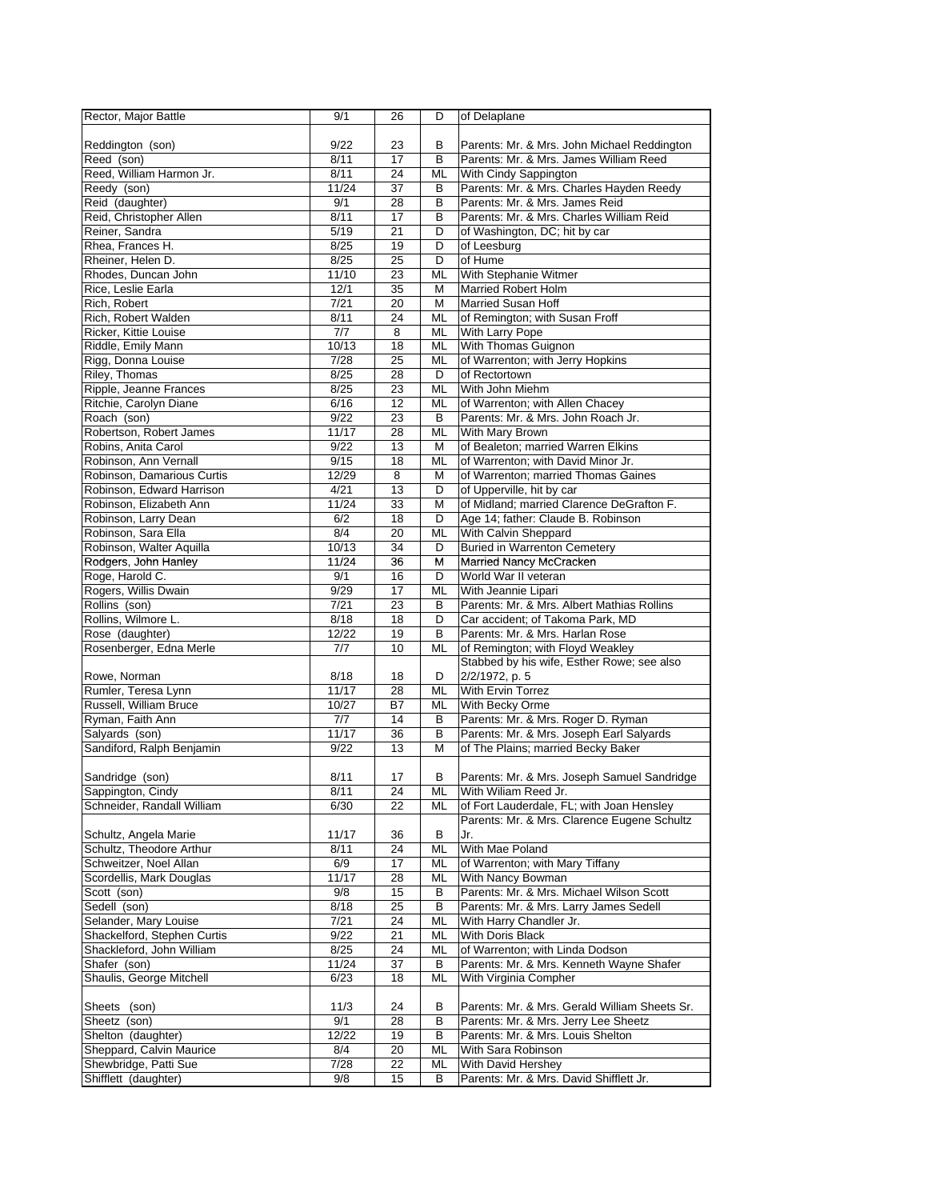| | | | | |
|---|---|---|---|---|
| Rector, Major Battle | 9/1 | 26 | D | of Delaplane |
| Reddington (son) | 9/22 | 23 | B | Parents: Mr. & Mrs. John Michael Reddington |
| Reed (son) | 8/11 | 17 | B | Parents: Mr. & Mrs. James William Reed |
| Reed, William Harmon Jr. | 8/11 | 24 | ML | With Cindy Sappington |
| Reedy (son) | 11/24 | 37 | B | Parents: Mr. & Mrs. Charles Hayden Reedy |
| Reid (daughter) | 9/1 | 28 | B | Parents: Mr. & Mrs. James Reid |
| Reid, Christopher Allen | 8/11 | 17 | B | Parents: Mr. & Mrs. Charles William Reid |
| Reiner, Sandra | 5/19 | 21 | D | of Washington, DC; hit by car |
| Rhea, Frances H. | 8/25 | 19 | D | of Leesburg |
| Rheiner, Helen D. | 8/25 | 25 | D | of Hume |
| Rhodes, Duncan John | 11/10 | 23 | ML | With Stephanie Witmer |
| Rice, Leslie Earla | 12/1 | 35 | M | Married Robert Holm |
| Rich, Robert | 7/21 | 20 | M | Married Susan Hoff |
| Rich, Robert Walden | 8/11 | 24 | ML | of Remington; with Susan Froff |
| Ricker, Kittie Louise | 7/7 | 8 | ML | With Larry Pope |
| Riddle, Emily Mann | 10/13 | 18 | ML | With Thomas Guignon |
| Rigg, Donna Louise | 7/28 | 25 | ML | of Warrenton; with Jerry Hopkins |
| Riley, Thomas | 8/25 | 28 | D | of Rectortown |
| Ripple, Jeanne Frances | 8/25 | 23 | ML | With John Miehm |
| Ritchie, Carolyn Diane | 6/16 | 12 | ML | of Warrenton; with Allen Chacey |
| Roach (son) | 9/22 | 23 | B | Parents: Mr. & Mrs. John Roach Jr. |
| Robertson, Robert James | 11/17 | 28 | ML | With Mary Brown |
| Robins, Anita Carol | 9/22 | 13 | M | of Bealeton; married Warren Elkins |
| Robinson, Ann Vernall | 9/15 | 18 | ML | of Warrenton; with David Minor Jr. |
| Robinson, Damarious Curtis | 12/29 | 8 | M | of Warrenton; married Thomas Gaines |
| Robinson, Edward Harrison | 4/21 | 13 | D | of Upperville, hit by car |
| Robinson, Elizabeth Ann | 11/24 | 33 | M | of Midland; married Clarence DeGrafton F. |
| Robinson, Larry Dean | 6/2 | 18 | D | Age 14; father: Claude B. Robinson |
| Robinson, Sara Ella | 8/4 | 20 | ML | With Calvin Sheppard |
| Robinson, Walter Aquilla | 10/13 | 34 | D | Buried in Warrenton Cemetery |
| Rodgers, John Hanley | 11/24 | 36 | M | Married Nancy McCracken |
| Roge, Harold C. | 9/1 | 16 | D | World War II veteran |
| Rogers, Willis Dwain | 9/29 | 17 | ML | With Jeannie Lipari |
| Rollins (son) | 7/21 | 23 | B | Parents: Mr. & Mrs. Albert Mathias Rollins |
| Rollins, Wilmore L. | 8/18 | 18 | D | Car accident; of Takoma Park, MD |
| Rose (daughter) | 12/22 | 19 | B | Parents: Mr. & Mrs. Harlan Rose |
| Rosenberger, Edna Merle | 7/7 | 10 | ML | of Remington; with Floyd Weakley |
| Rowe, Norman | 8/18 | 18 | D | Stabbed by his wife, Esther Rowe; see also 2/2/1972, p. 5 |
| Rumler, Teresa Lynn | 11/17 | 28 | ML | With Ervin Torrez |
| Russell, William Bruce | 10/27 | B7 | ML | With Becky Orme |
| Ryman, Faith Ann | 7/7 | 14 | B | Parents: Mr. & Mrs. Roger D. Ryman |
| Salyards (son) | 11/17 | 36 | B | Parents: Mr. & Mrs. Joseph Earl Salyards |
| Sandiford, Ralph Benjamin | 9/22 | 13 | M | of The Plains; married Becky Baker |
| Sandridge (son) | 8/11 | 17 | B | Parents: Mr. & Mrs. Joseph Samuel Sandridge |
| Sappington, Cindy | 8/11 | 24 | ML | With Wiliam Reed Jr. |
| Schneider, Randall William | 6/30 | 22 | ML | of Fort Lauderdale, FL; with Joan Hensley |
| Schultz, Angela Marie | 11/17 | 36 | B | Parents: Mr. & Mrs. Clarence Eugene Schultz Jr. |
| Schultz, Theodore Arthur | 8/11 | 24 | ML | With Mae Poland |
| Schweitzer, Noel Allan | 6/9 | 17 | ML | of Warrenton; with Mary Tiffany |
| Scordellis, Mark Douglas | 11/17 | 28 | ML | With Nancy Bowman |
| Scott (son) | 9/8 | 15 | B | Parents: Mr. & Mrs. Michael Wilson Scott |
| Sedell (son) | 8/18 | 25 | B | Parents: Mr. & Mrs. Larry James Sedell |
| Selander, Mary Louise | 7/21 | 24 | ML | With Harry Chandler Jr. |
| Shackelford, Stephen Curtis | 9/22 | 21 | ML | With Doris Black |
| Shackleford, John William | 8/25 | 24 | ML | of Warrenton; with Linda Dodson |
| Shafer (son) | 11/24 | 37 | B | Parents: Mr. & Mrs. Kenneth Wayne Shafer |
| Shaulis, George Mitchell | 6/23 | 18 | ML | With Virginia Compher |
| Sheets (son) | 11/3 | 24 | B | Parents: Mr. & Mrs. Gerald William Sheets Sr. |
| Sheetz (son) | 9/1 | 28 | B | Parents: Mr. & Mrs. Jerry Lee Sheetz |
| Shelton (daughter) | 12/22 | 19 | B | Parents: Mr. & Mrs. Louis Shelton |
| Sheppard, Calvin Maurice | 8/4 | 20 | ML | With Sara Robinson |
| Shewbridge, Patti Sue | 7/28 | 22 | ML | With David Hershey |
| Shifflett (daughter) | 9/8 | 15 | B | Parents: Mr. & Mrs. David Shifflett Jr. |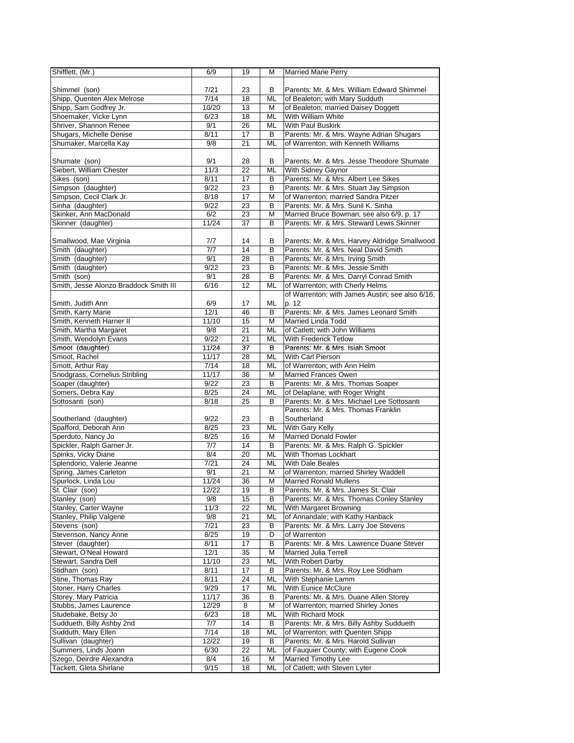| | | | | |
|---|---|---|---|---|
| Shifflett, (Mr.) | 6/9 | 19 | M | Married Marie Perry |
| Shimmel (son) | 7/21 | 23 | B | Parents: Mr. & Mrs. William Edward Shimmel |
| Shipp, Quenten Alex Melrose | 7/14 | 18 | ML | of Bealeton; with Mary Sudduth |
| Shipp, Sam Godfrey Jr. | 10/20 | 13 | M | of Bealeton; married Daisey Doggett |
| Shoemaker, Vicke Lynn | 6/23 | 18 | ML | With William White |
| Shriver, Shannon Renee | 9/1 | 26 | ML | With Paul Buskirk |
| Shugars, Michelle Denise | 8/11 | 17 | B | Parents: Mr. & Mrs. Wayne Adrian Shugars |
| Shumaker, Marcella Kay | 9/8 | 21 | ML | of Warrenton; with Kenneth Williams |
| Shumate (son) | 9/1 | 28 | B | Parents: Mr. & Mrs. Jesse Theodore Shumate |
| Siebert, William Chester | 11/3 | 22 | ML | With Sidney Gaynor |
| Sikes (son) | 8/11 | 17 | B | Parents: Mr. & Mrs. Albert Lee Sikes |
| Simpson (daughter) | 9/22 | 23 | B | Parents: Mr. & Mrs. Stuart Jay Simpson |
| Simpson, Cecil Clark Jr. | 8/18 | 17 | M | of Warrenton; married Sandra Pitzer |
| Sinha (daughter) | 9/22 | 23 | B | Parents: Mr. & Mrs. Sunil K. Sinha |
| Skinker, Ann MacDonald | 6/2 | 23 | M | Married Bruce Bowman; see also 6/9, p. 17 |
| Skinner (daughter) | 11/24 | 37 | B | Parents: Mr. & Mrs. Steward Lewis Skinner |
| Smallwood, Mae Virginia | 7/7 | 14 | B | Parents: Mr. & Mrs. Harvey Aldridge Smallwood |
| Smith (daughter) | 7/7 | 14 | B | Parents: Mr. & Mrs. Neal David Smith |
| Smith (daughter) | 9/1 | 28 | B | Parents: Mr. & Mrs. Irving Smith |
| Smith (daughter) | 9/22 | 23 | B | Parents: Mr. & Mrs. Jessie Smith |
| Smith (son) | 9/1 | 28 | B | Parents: Mr. & Mrs. Darryl Conrad Smith |
| Smith, Jesse Alonzo Braddock Smith III | 6/16 | 12 | ML | of Warrenton; with Cherly Helms |
| Smith, Judith Ann | 6/9 | 17 | ML | of Warrenton; with James Austin; see also 6/16, p. 12 |
| Smith, Karry Marie | 12/1 | 46 | B | Parents: Mr. & Mrs. James Leonard Smith |
| Smith, Kenneth Harner II | 11/10 | 15 | M | Married Linda Todd |
| Smith, Martha Margaret | 9/8 | 21 | ML | of Catlett; with John Williams |
| Smith, Wendolyn Evans | 9/22 | 21 | ML | With Frederick Tetlow |
| Smoot (daughter) | 11/24 | 37 | B | Parents: Mr. & Mrs. Isiah Smoot |
| Smoot, Rachel | 11/17 | 28 | ML | With Carl Pierson |
| Smott, Arthur Ray | 7/14 | 18 | ML | of Warrenton; with Ann Helm |
| Snodgrass, Cornelius Stribling | 11/17 | 36 | M | Married Frances Owen |
| Soaper (daughter) | 9/22 | 23 | B | Parents: Mr. & Mrs. Thomas Soaper |
| Somers, Debra Kay | 8/25 | 24 | ML | of Delaplane; with Roger Wright |
| Sottosanti (son) | 8/18 | 25 | B | Parents: Mr. & Mrs. Michael Lee Sottosanti |
| Southerland (daughter) | 9/22 | 23 | B | Parents: Mr. & Mrs. Thomas Franklin Southerland |
| Spafford, Deborah Ann | 8/25 | 23 | ML | With Gary Kelly |
| Sperduto, Nancy Jo | 8/25 | 16 | M | Married Donald Fowler |
| Spickler, Ralph Garner Jr. | 7/7 | 14 | B | Parents: Mr. & Mrs. Ralph G. Spickler |
| Spinks, Vicky Diane | 8/4 | 20 | ML | With Thomas Lockhart |
| Splendorio, Valerie Jeanne | 7/21 | 24 | ML | With Dale Beales |
| Spring, James Carleton | 9/1 | 21 | M | of Warrenton; married Shirley Waddell |
| Spurlock, Linda Lou | 11/24 | 36 | M | Married Ronald Mullens |
| St. Clair (son) | 12/22 | 19 | B | Parents: Mr. & Mrs. James St. Clair |
| Stanley (son) | 9/8 | 15 | B | Parents: Mr. & Mrs. Thomas Conley Stanley |
| Stanley, Carter Wayne | 11/3 | 22 | ML | With Margaret Browning |
| Stanley, Philip Valgene | 9/8 | 21 | ML | of Annandale; with Kathy Hanback |
| Stevens (son) | 7/21 | 23 | B | Parents: Mr. & Mrs. Larry Joe Stevens |
| Stevenson, Nancy Anne | 8/25 | 19 | D | of Warrenton |
| Stever (daughter) | 8/11 | 17 | B | Parents: Mr. & Mrs. Lawrence Duane Stever |
| Stewart, O'Neal Howard | 12/1 | 35 | M | Married Julia Terrell |
| Stewart, Sandra Dell | 11/10 | 23 | ML | With Robert Darby |
| Stidham (son) | 8/11 | 17 | B | Parents: Mr. & Mrs. Roy Lee Stidham |
| Stine, Thomas Ray | 8/11 | 24 | ML | With Stephanie Lamm |
| Stoner, Harry Charles | 9/29 | 17 | ML | With Eunice McClure |
| Storey, Mary Patricia | 11/17 | 36 | B | Parents: Mr. & Mrs. Duane Allen Storey |
| Stubbs, James Laurence | 12/29 | 8 | M | of Warrenton; married Shirley Jones |
| Studebake, Betsy Jo | 6/23 | 18 | ML | With Richard Mock |
| Suddueth, Billy Ashby 2nd | 7/7 | 14 | B | Parents: Mr. & Mrs. Billy Ashby Suddueth |
| Sudduth, Mary Ellen | 7/14 | 18 | ML | of Warrenton; with Quenten Shipp |
| Sullivan (daughter) | 12/22 | 19 | B | Parents: Mr. & Mrs. Harold Sullivan |
| Summers, Linds Joann | 6/30 | 22 | ML | of Fauquier County; with Eugene Cook |
| Szego, Deirdre Alexandra | 8/4 | 16 | M | Married Timothy Lee |
| Tackett, Gleta Shirlane | 9/15 | 18 | ML | of Catlett; with Steven Lyter |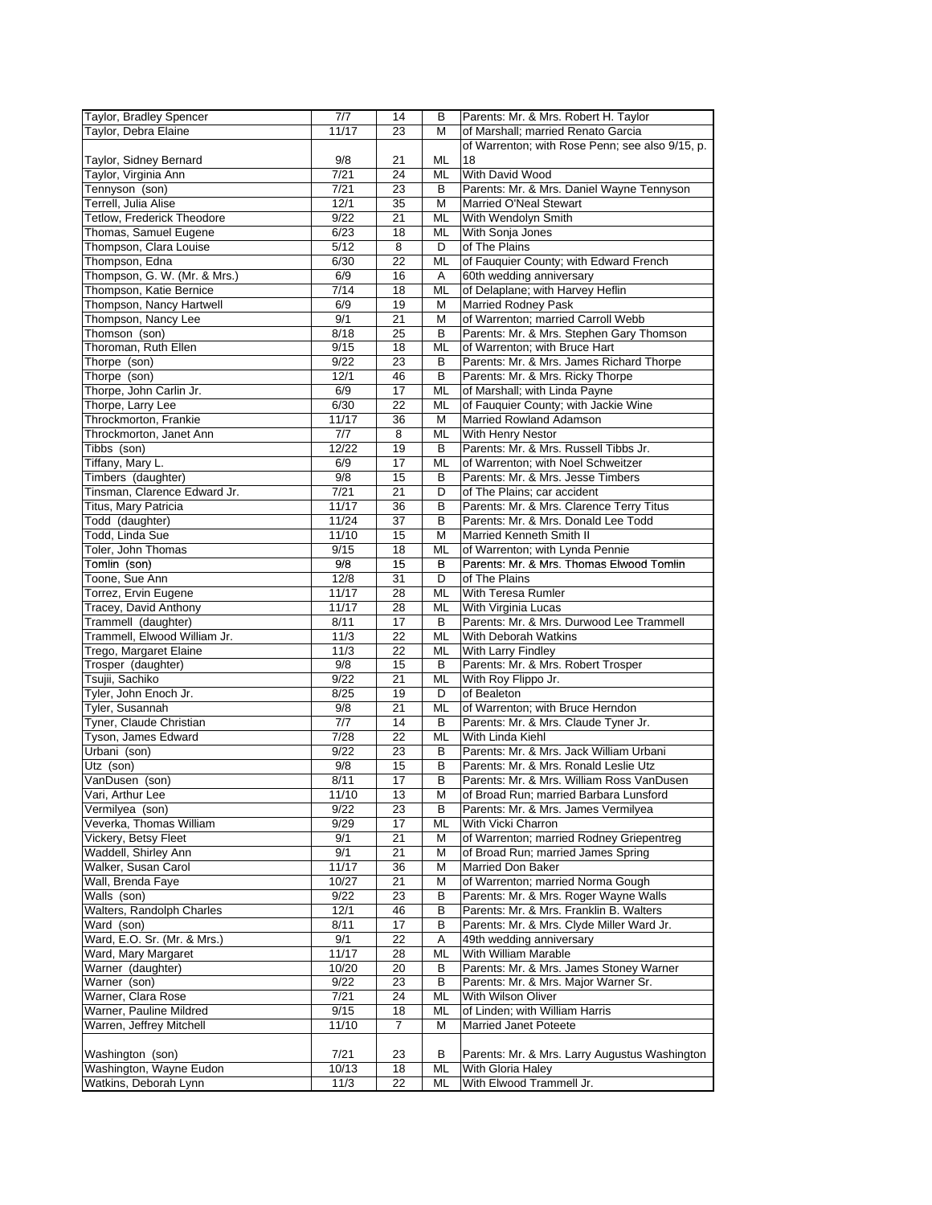| | | | | |
|---|---|---|---|---|
| Taylor, Bradley Spencer | 7/7 | 14 | B | Parents: Mr. & Mrs. Robert H. Taylor |
| Taylor, Debra Elaine | 11/17 | 23 | M | of Marshall; married Renato Garcia |
| Taylor, Sidney Bernard | 9/8 | 21 | ML | of Warrenton; with Rose Penn; see also 9/15, p. 18 |
| Taylor, Virginia Ann | 7/21 | 24 | ML | With David Wood |
| Tennyson (son) | 7/21 | 23 | B | Parents: Mr. & Mrs. Daniel Wayne Tennyson |
| Terrell, Julia Alise | 12/1 | 35 | M | Married O'Neal Stewart |
| Tetlow, Frederick Theodore | 9/22 | 21 | ML | With Wendolyn Smith |
| Thomas, Samuel Eugene | 6/23 | 18 | ML | With Sonja Jones |
| Thompson, Clara Louise | 5/12 | 8 | D | of The Plains |
| Thompson, Edna | 6/30 | 22 | ML | of Fauquier County; with Edward French |
| Thompson, G. W. (Mr. & Mrs.) | 6/9 | 16 | A | 60th wedding anniversary |
| Thompson, Katie Bernice | 7/14 | 18 | ML | of Delaplane; with Harvey Heflin |
| Thompson, Nancy Hartwell | 6/9 | 19 | M | Married Rodney Pask |
| Thompson, Nancy Lee | 9/1 | 21 | M | of Warrenton; married Carroll Webb |
| Thomson (son) | 8/18 | 25 | B | Parents: Mr. & Mrs. Stephen Gary Thomson |
| Thoroman, Ruth Ellen | 9/15 | 18 | ML | of Warrenton; with Bruce Hart |
| Thorpe (son) | 9/22 | 23 | B | Parents: Mr. & Mrs. James Richard Thorpe |
| Thorpe (son) | 12/1 | 46 | B | Parents: Mr. & Mrs. Ricky Thorpe |
| Thorpe, John Carlin Jr. | 6/9 | 17 | ML | of Marshall; with Linda Payne |
| Thorpe, Larry Lee | 6/30 | 22 | ML | of Fauquier County; with Jackie Wine |
| Throckmorton, Frankie | 11/17 | 36 | M | Married Rowland Adamson |
| Throckmorton, Janet Ann | 7/7 | 8 | ML | With Henry Nestor |
| Tibbs (son) | 12/22 | 19 | B | Parents: Mr. & Mrs. Russell Tibbs Jr. |
| Tiffany, Mary L. | 6/9 | 17 | ML | of Warrenton; with Noel Schweitzer |
| Timbers (daughter) | 9/8 | 15 | B | Parents: Mr. & Mrs. Jesse Timbers |
| Tinsman, Clarence Edward Jr. | 7/21 | 21 | D | of The Plains; car accident |
| Titus, Mary Patricia | 11/17 | 36 | B | Parents: Mr. & Mrs. Clarence Terry Titus |
| Todd (daughter) | 11/24 | 37 | B | Parents: Mr. & Mrs. Donald Lee Todd |
| Todd, Linda Sue | 11/10 | 15 | M | Married Kenneth Smith II |
| Toler, John Thomas | 9/15 | 18 | ML | of Warrenton; with Lynda Pennie |
| Tomlin (son) | 9/8 | 15 | B | Parents: Mr. & Mrs. Thomas Elwood Tomlin |
| Toone, Sue Ann | 12/8 | 31 | D | of The Plains |
| Torrez, Ervin Eugene | 11/17 | 28 | ML | With Teresa Rumler |
| Tracey, David Anthony | 11/17 | 28 | ML | With Virginia Lucas |
| Trammell (daughter) | 8/11 | 17 | B | Parents: Mr. & Mrs. Durwood Lee Trammell |
| Trammell, Elwood William Jr. | 11/3 | 22 | ML | With Deborah Watkins |
| Trego, Margaret Elaine | 11/3 | 22 | ML | With Larry Findley |
| Trosper (daughter) | 9/8 | 15 | B | Parents: Mr. & Mrs. Robert Trosper |
| Tsujii, Sachiko | 9/22 | 21 | ML | With Roy Flippo Jr. |
| Tyler, John Enoch Jr. | 8/25 | 19 | D | of Bealeton |
| Tyler, Susannah | 9/8 | 21 | ML | of Warrenton; with Bruce Herndon |
| Tyner, Claude Christian | 7/7 | 14 | B | Parents: Mr. & Mrs. Claude Tyner Jr. |
| Tyson, James Edward | 7/28 | 22 | ML | With Linda Kiehl |
| Urbani (son) | 9/22 | 23 | B | Parents: Mr. & Mrs. Jack William Urbani |
| Utz (son) | 9/8 | 15 | B | Parents: Mr. & Mrs. Ronald Leslie Utz |
| VanDusen (son) | 8/11 | 17 | B | Parents: Mr. & Mrs. William Ross VanDusen |
| Vari, Arthur Lee | 11/10 | 13 | M | of Broad Run; married Barbara Lunsford |
| Vermilyea (son) | 9/22 | 23 | B | Parents: Mr. & Mrs. James Vermilyea |
| Veverka, Thomas William | 9/29 | 17 | ML | With Vicki Charron |
| Vickery, Betsy Fleet | 9/1 | 21 | M | of Warrenton; married Rodney Griepentreg |
| Waddell, Shirley Ann | 9/1 | 21 | M | of Broad Run; married James Spring |
| Walker, Susan Carol | 11/17 | 36 | M | Married Don Baker |
| Wall, Brenda Faye | 10/27 | 21 | M | of Warrenton; married Norma Gough |
| Walls (son) | 9/22 | 23 | B | Parents: Mr. & Mrs. Roger Wayne Walls |
| Walters, Randolph Charles | 12/1 | 46 | B | Parents: Mr. & Mrs. Franklin B. Walters |
| Ward (son) | 8/11 | 17 | B | Parents: Mr. & Mrs. Clyde Miller Ward Jr. |
| Ward, E.O. Sr. (Mr. & Mrs.) | 9/1 | 22 | A | 49th wedding anniversary |
| Ward, Mary Margaret | 11/17 | 28 | ML | With William Marable |
| Warner (daughter) | 10/20 | 20 | B | Parents: Mr. & Mrs. James Stoney Warner |
| Warner (son) | 9/22 | 23 | B | Parents: Mr. & Mrs. Major Warner Sr. |
| Warner, Clara Rose | 7/21 | 24 | ML | With Wilson Oliver |
| Warner, Pauline Mildred | 9/15 | 18 | ML | of Linden; with William Harris |
| Warren, Jeffrey Mitchell | 11/10 | 7 | M | Married Janet Poteete |
| Washington (son) | 7/21 | 23 | B | Parents: Mr. & Mrs. Larry Augustus Washington |
| Washington, Wayne Eudon | 10/13 | 18 | ML | With Gloria Haley |
| Watkins, Deborah Lynn | 11/3 | 22 | ML | With Elwood Trammell Jr. |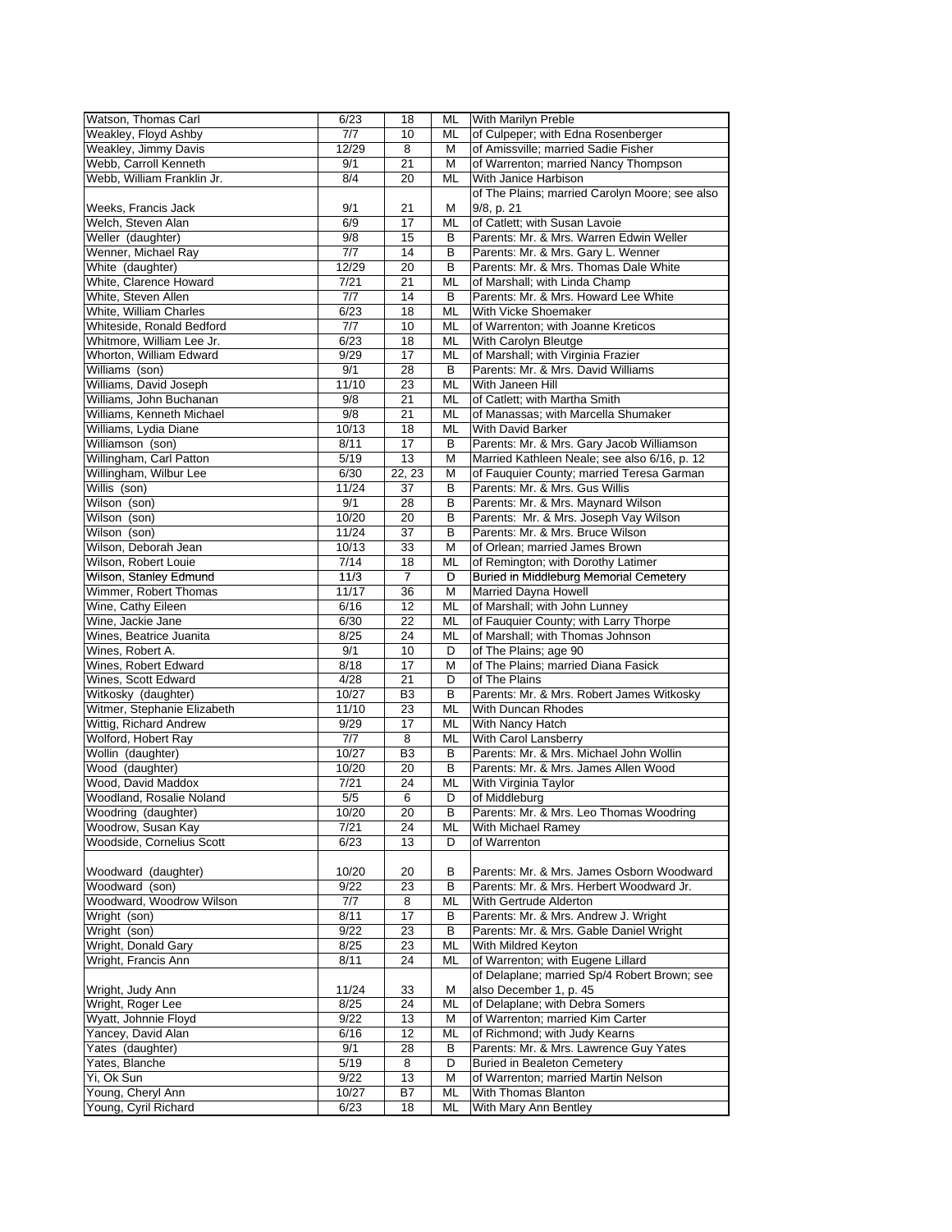| | | | | |
|---|---|---|---|---|
| Watson, Thomas Carl | 6/23 | 18 | ML | With Marilyn Preble |
| Weakley, Floyd Ashby | 7/7 | 10 | ML | of Culpeper; with Edna Rosenberger |
| Weakley, Jimmy Davis | 12/29 | 8 | M | of Amissville; married Sadie Fisher |
| Webb, Carroll Kenneth | 9/1 | 21 | M | of Warrenton; married Nancy Thompson |
| Webb, William Franklin Jr. | 8/4 | 20 | ML | With Janice Harbison |
| Weeks, Francis Jack | 9/1 | 21 | M | of The Plains; married Carolyn Moore; see also 9/8, p. 21 |
| Welch, Steven Alan | 6/9 | 17 | ML | of Catlett; with Susan Lavoie |
| Weller (daughter) | 9/8 | 15 | B | Parents: Mr. & Mrs. Warren Edwin Weller |
| Wenner, Michael Ray | 7/7 | 14 | B | Parents: Mr. & Mrs. Gary L. Wenner |
| White (daughter) | 12/29 | 20 | B | Parents: Mr. & Mrs. Thomas Dale White |
| White, Clarence Howard | 7/21 | 21 | ML | of Marshall; with Linda Champ |
| White, Steven Allen | 7/7 | 14 | B | Parents: Mr. & Mrs. Howard Lee White |
| White, William Charles | 6/23 | 18 | ML | With Vicke Shoemaker |
| Whiteside, Ronald Bedford | 7/7 | 10 | ML | of Warrenton; with Joanne Kreticos |
| Whitmore, William Lee Jr. | 6/23 | 18 | ML | With Carolyn Bleutge |
| Whorton, William Edward | 9/29 | 17 | ML | of Marshall; with Virginia Frazier |
| Williams (son) | 9/1 | 28 | B | Parents: Mr. & Mrs. David Williams |
| Williams, David Joseph | 11/10 | 23 | ML | With Janeen Hill |
| Williams, John Buchanan | 9/8 | 21 | ML | of Catlett; with Martha Smith |
| Williams, Kenneth Michael | 9/8 | 21 | ML | of Manassas; with Marcella Shumaker |
| Williams, Lydia Diane | 10/13 | 18 | ML | With David Barker |
| Williamson (son) | 8/11 | 17 | B | Parents: Mr. & Mrs. Gary Jacob Williamson |
| Willingham, Carl Patton | 5/19 | 13 | M | Married Kathleen Neale; see also 6/16, p. 12 |
| Willingham, Wilbur Lee | 6/30 | 22, 23 | M | of Fauquier County; married Teresa Garman |
| Willis (son) | 11/24 | 37 | B | Parents: Mr. & Mrs. Gus Willis |
| Wilson (son) | 9/1 | 28 | B | Parents: Mr. & Mrs. Maynard Wilson |
| Wilson (son) | 10/20 | 20 | B | Parents: Mr. & Mrs. Joseph Vay Wilson |
| Wilson (son) | 11/24 | 37 | B | Parents: Mr. & Mrs. Bruce Wilson |
| Wilson, Deborah Jean | 10/13 | 33 | M | of Orlean; married James Brown |
| Wilson, Robert Louie | 7/14 | 18 | ML | of Remington; with Dorothy Latimer |
| Wilson, Stanley Edmund | 11/3 | 7 | D | Buried in Middleburg Memorial Cemetery |
| Wimmer, Robert Thomas | 11/17 | 36 | M | Married Dayna Howell |
| Wine, Cathy Eileen | 6/16 | 12 | ML | of Marshall; with John Lunney |
| Wine, Jackie Jane | 6/30 | 22 | ML | of Fauquier County; with Larry Thorpe |
| Wines, Beatrice Juanita | 8/25 | 24 | ML | of Marshall; with Thomas Johnson |
| Wines, Robert A. | 9/1 | 10 | D | of The Plains; age 90 |
| Wines, Robert Edward | 8/18 | 17 | M | of The Plains; married Diana Fasick |
| Wines, Scott Edward | 4/28 | 21 | D | of The Plains |
| Witkosky (daughter) | 10/27 | B3 | B | Parents: Mr. & Mrs. Robert James Witkosky |
| Witmer, Stephanie Elizabeth | 11/10 | 23 | ML | With Duncan Rhodes |
| Wittig, Richard Andrew | 9/29 | 17 | ML | With Nancy Hatch |
| Wolford, Hobert Ray | 7/7 | 8 | ML | With Carol Lansberry |
| Wollin (daughter) | 10/27 | B3 | B | Parents: Mr. & Mrs. Michael John Wollin |
| Wood (daughter) | 10/20 | 20 | B | Parents: Mr. & Mrs. James Allen Wood |
| Wood, David Maddox | 7/21 | 24 | ML | With Virginia Taylor |
| Woodland, Rosalie Noland | 5/5 | 6 | D | of Middleburg |
| Woodring (daughter) | 10/20 | 20 | B | Parents: Mr. & Mrs. Leo Thomas Woodring |
| Woodrow, Susan Kay | 7/21 | 24 | ML | With Michael Ramey |
| Woodside, Cornelius Scott | 6/23 | 13 | D | of Warrenton |
| Woodward (daughter) | 10/20 | 20 | B | Parents: Mr. & Mrs. James Osborn Woodward |
| Woodward (son) | 9/22 | 23 | B | Parents: Mr. & Mrs. Herbert Woodward Jr. |
| Woodward, Woodrow Wilson | 7/7 | 8 | ML | With Gertrude Alderton |
| Wright (son) | 8/11 | 17 | B | Parents: Mr. & Mrs. Andrew J. Wright |
| Wright (son) | 9/22 | 23 | B | Parents: Mr. & Mrs. Gable Daniel Wright |
| Wright, Donald Gary | 8/25 | 23 | ML | With Mildred Keyton |
| Wright, Francis Ann | 8/11 | 24 | ML | of Warrenton; with Eugene Lillard |
| Wright, Judy Ann | 11/24 | 33 | M | of Delaplane; married Sp/4 Robert Brown; see also December 1, p. 45 |
| Wright, Roger Lee | 8/25 | 24 | ML | of Delaplane; with Debra Somers |
| Wyatt, Johnnie Floyd | 9/22 | 13 | M | of Warrenton; married Kim Carter |
| Yancey, David Alan | 6/16 | 12 | ML | of Richmond; with Judy Kearns |
| Yates (daughter) | 9/1 | 28 | B | Parents: Mr. & Mrs. Lawrence Guy Yates |
| Yates, Blanche | 5/19 | 8 | D | Buried in Bealeton Cemetery |
| Yi, Ok Sun | 9/22 | 13 | M | of Warrenton; married Martin Nelson |
| Young, Cheryl Ann | 10/27 | B7 | ML | With Thomas Blanton |
| Young, Cyril Richard | 6/23 | 18 | ML | With Mary Ann Bentley |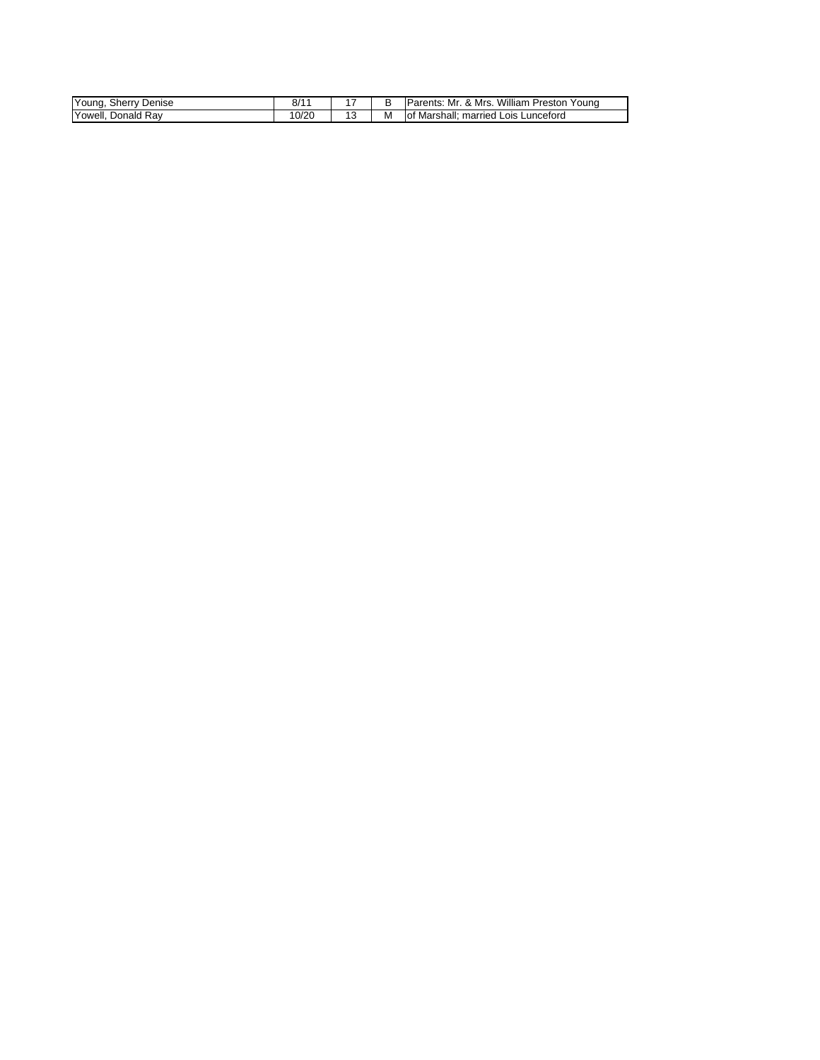| | | | | |
|---|---|---|---|---|
| Young, Sherry Denise | 8/11 | 17 | B | Parents: Mr. & Mrs. William Preston Young |
| Yowell, Donald Ray | 10/20 | 13 | M | of Marshall; married Lois Lunceford |